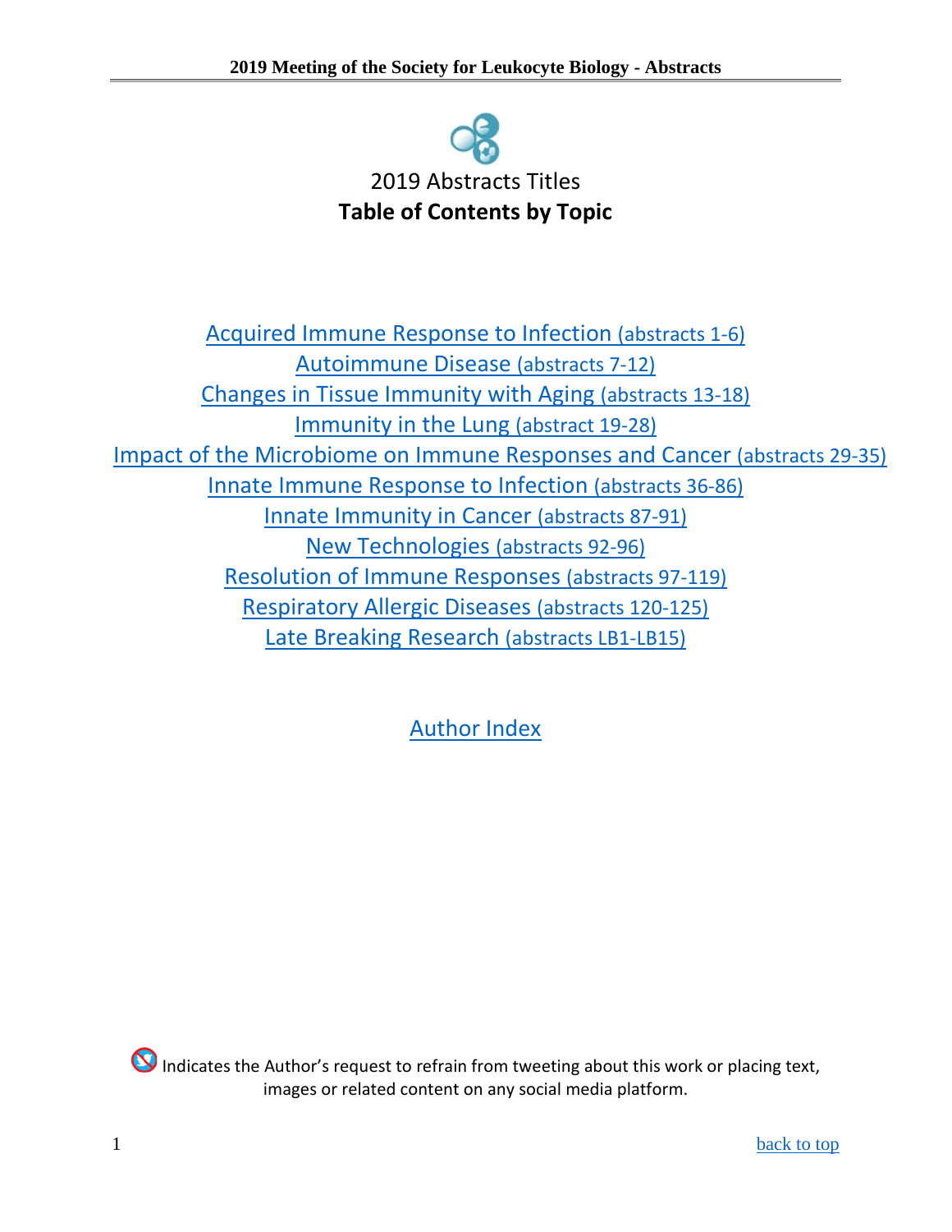# 2019 Abstracts Titles

## Table of Contents by Topic

Acquired Immune Response to Infection (abstracts 1-6)

Autoimmune Disease (abstracts 7-12)

Changes in Tissue Immunity with Aging (abstracts 13-18)

Immunity in the Lung (abstract 19-28)

Impact of the Microbiome on Immune Responses and Cancer (abstracts 29-35)

Innate Immune Response to Infection (abstracts 36-86)

Innate Immunity in Cancer (abstracts 87-91)

New Technologies (abstracts 92-96)

Resolution of Immune Responses (abstracts 97-119)

Respiratory Allergic Diseases (abstracts 120-125)

Late Breaking Research (abstracts LB1-LB15)

Author Index

Indicates the Author's request to refrain from tweeting about this work or placing text, images or related content on any social media platform.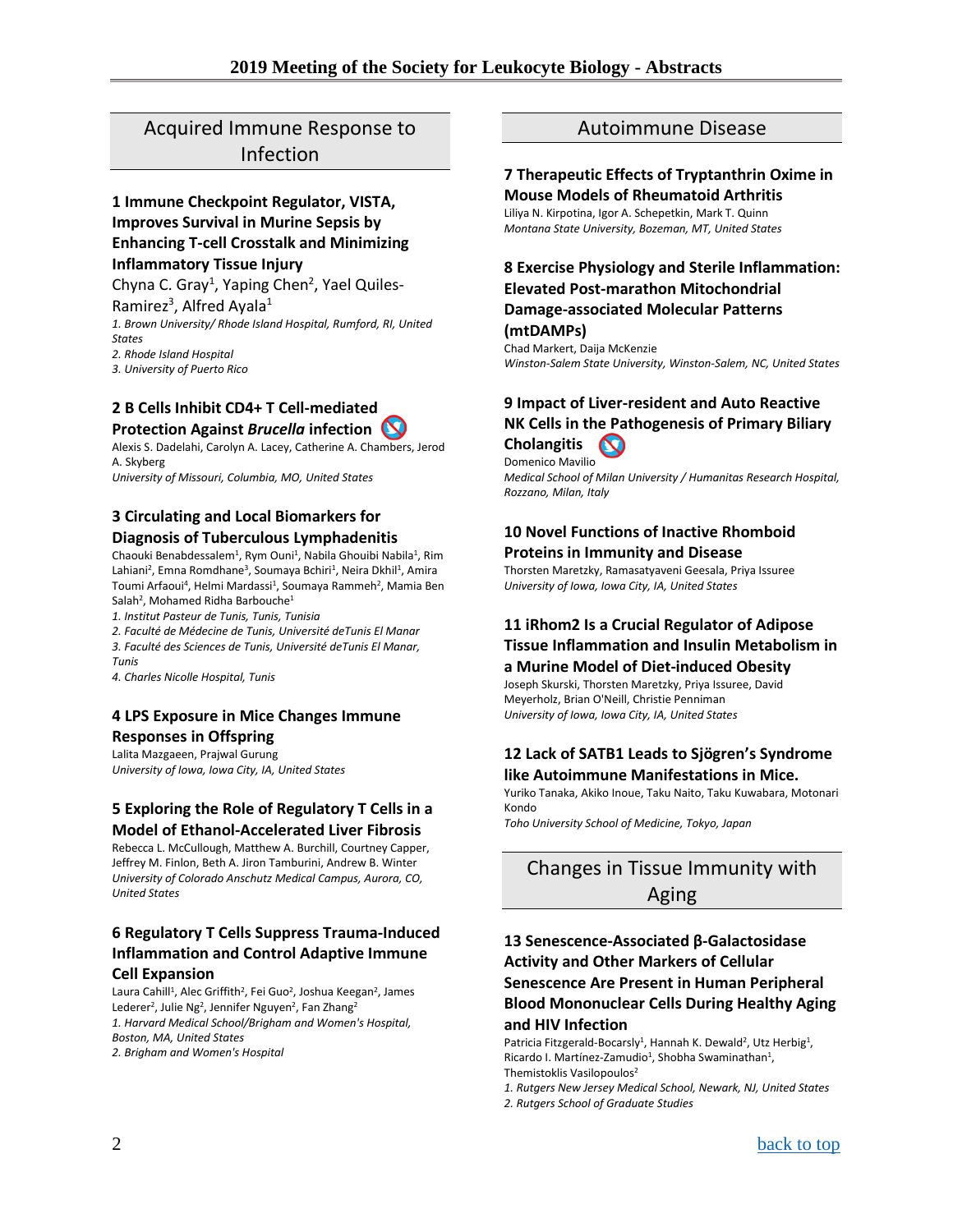## Acquired Immune Response to Infection

### 1 Immune Checkpoint Regulator, VISTA, Improves Survival in Murine Sepsis by Enhancing T-cell Crosstalk and Minimizing Inflammatory Tissue Injury

Chyna C. Gray[1], Yaping Chen[2], Yael Quiles-Ramirez[3], Alfred Ayala[1]

*1. Brown University/ Rhode Island Hospital, Rumford, RI, United States*
*2. Rhode Island Hospital*
*3. University of Puerto Rico*

### 2 B Cells Inhibit CD4+ T Cell-mediated Protection Against *Brucella* infection

Alexis S. Dadelahi, Carolyn A. Lacey, Catherine A. Chambers, Jerod A. Skyberg
*University of Missouri, Columbia, MO, United States*

### 3 Circulating and Local Biomarkers for Diagnosis of Tuberculous Lymphadenitis

Chaouki Benabdessalem[1], Rym Ouni[1], Nabila Ghouibi Nabila[1], Rim Lahiani[2], Emna Romdhane[3], Soumaya Bchiri[1], Neira Dkhil[1], Amira Toumi Arfaoui[4], Helmi Mardassi[1], Soumaya Rammeh[2], Mamia Ben Salah[2], Mohamed Ridha Barbouche[1]

*1. Institut Pasteur de Tunis, Tunis, Tunisia*
*2. Faculté de Médecine de Tunis, Université deTunis El Manar*
*3. Faculté des Sciences de Tunis, Université deTunis El Manar, Tunis*
*4. Charles Nicolle Hospital, Tunis*

### 4 LPS Exposure in Mice Changes Immune Responses in Offspring

Lalita Mazgaeen, Prajwal Gurung
*University of Iowa, Iowa City, IA, United States*

### 5 Exploring the Role of Regulatory T Cells in a Model of Ethanol-Accelerated Liver Fibrosis

Rebecca L. McCullough, Matthew A. Burchill, Courtney Capper, Jeffrey M. Finlon, Beth A. Jiron Tamburini, Andrew B. Winter
*University of Colorado Anschutz Medical Campus, Aurora, CO, United States*

### 6 Regulatory T Cells Suppress Trauma-Induced Inflammation and Control Adaptive Immune Cell Expansion

Laura Cahill[1], Alec Griffith[2], Fei Guo[2], Joshua Keegan[2], James Lederer[2], Julie Ng[2], Jennifer Nguyen[2], Fan Zhang[2]

*1. Harvard Medical School/Brigham and Women's Hospital, Boston, MA, United States*
*2. Brigham and Women's Hospital*

## Autoimmune Disease

### 7 Therapeutic Effects of Tryptanthrin Oxime in Mouse Models of Rheumatoid Arthritis

Liliya N. Kirpotina, Igor A. Schepetkin, Mark T. Quinn
*Montana State University, Bozeman, MT, United States*

### 8 Exercise Physiology and Sterile Inflammation: Elevated Post-marathon Mitochondrial Damage-associated Molecular Patterns (mtDAMPs)

Chad Markert, Daija McKenzie
*Winston-Salem State University, Winston-Salem, NC, United States*

### 9 Impact of Liver-resident and Auto Reactive NK Cells in the Pathogenesis of Primary Biliary Cholangitis

Domenico Mavilio
*Medical School of Milan University / Humanitas Research Hospital, Rozzano, Milan, Italy*

### 10 Novel Functions of Inactive Rhomboid Proteins in Immunity and Disease

Thorsten Maretzky, Ramasatyaveni Geesala, Priya Issuree
*University of Iowa, Iowa City, IA, United States*

### 11 iRhom2 Is a Crucial Regulator of Adipose Tissue Inflammation and Insulin Metabolism in a Murine Model of Diet-induced Obesity

Joseph Skurski, Thorsten Maretzky, Priya Issuree, David Meyerholz, Brian O'Neill, Christie Penniman
*University of Iowa, Iowa City, IA, United States*

### 12 Lack of SATB1 Leads to Sjögren's Syndrome like Autoimmune Manifestations in Mice.

Yuriko Tanaka, Akiko Inoue, Taku Naito, Taku Kuwabara, Motonari Kondo
*Toho University School of Medicine, Tokyo, Japan*

## Changes in Tissue Immunity with Aging

### 13 Senescence-Associated β-Galactosidase Activity and Other Markers of Cellular Senescence Are Present in Human Peripheral Blood Mononuclear Cells During Healthy Aging and HIV Infection

Patricia Fitzgerald-Bocarsly[1], Hannah K. Dewald[2], Utz Herbig[1], Ricardo I. Martínez-Zamudio[1], Shobha Swaminathan[1], Themistoklis Vasilopoulos[2]

*1. Rutgers New Jersey Medical School, Newark, NJ, United States*
*2. Rutgers School of Graduate Studies*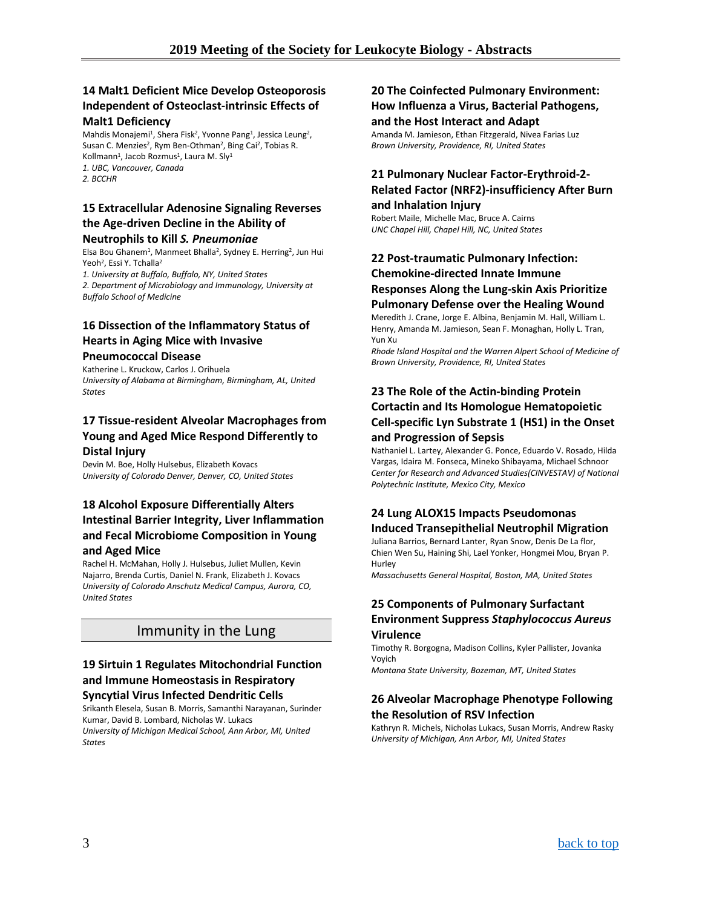### 14 Malt1 Deficient Mice Develop Osteoporosis Independent of Osteoclast-intrinsic Effects of Malt1 Deficiency

Mahdis Monajemi[1], Shera Fisk[2], Yvonne Pang[1], Jessica Leung[2], Susan C. Menzies[2], Rym Ben-Othman[2], Bing Cai[2], Tobias R. Kollmann[1], Jacob Rozmus[1], Laura M. Sly[1]

*1. UBC, Vancouver, Canada*

*2. BCCHR*

### 15 Extracellular Adenosine Signaling Reverses the Age-driven Decline in the Ability of Neutrophils to Kill *S. Pneumoniae*

Elsa Bou Ghanem[1], Manmeet Bhalla[2], Sydney E. Herring[2], Jun Hui Yeoh[2], Essi Y. Tchalla[2]

*1. University at Buffalo, Buffalo, NY, United States*

*2. Department of Microbiology and Immunology, University at Buffalo School of Medicine*

### 16 Dissection of the Inflammatory Status of Hearts in Aging Mice with Invasive Pneumococcal Disease

Katherine L. Kruckow, Carlos J. Orihuela

*University of Alabama at Birmingham, Birmingham, AL, United States*

### 17 Tissue-resident Alveolar Macrophages from Young and Aged Mice Respond Differently to Distal Injury

Devin M. Boe, Holly Hulsebus, Elizabeth Kovacs

*University of Colorado Denver, Denver, CO, United States*

### 18 Alcohol Exposure Differentially Alters Intestinal Barrier Integrity, Liver Inflammation and Fecal Microbiome Composition in Young and Aged Mice

Rachel H. McMahan, Holly J. Hulsebus, Juliet Mullen, Kevin Najarro, Brenda Curtis, Daniel N. Frank, Elizabeth J. Kovacs

*University of Colorado Anschutz Medical Campus, Aurora, CO, United States*

## Immunity in the Lung

### 19 Sirtuin 1 Regulates Mitochondrial Function and Immune Homeostasis in Respiratory Syncytial Virus Infected Dendritic Cells

Srikanth Elesela, Susan B. Morris, Samanthi Narayanan, Surinder Kumar, David B. Lombard, Nicholas W. Lukacs

*University of Michigan Medical School, Ann Arbor, MI, United States*

### 20 The Coinfected Pulmonary Environment: How Influenza a Virus, Bacterial Pathogens, and the Host Interact and Adapt

Amanda M. Jamieson, Ethan Fitzgerald, Nivea Farias Luz

*Brown University, Providence, RI, United States*

### 21 Pulmonary Nuclear Factor-Erythroid-2-Related Factor (NRF2)-insufficiency After Burn and Inhalation Injury

Robert Maile, Michelle Mac, Bruce A. Cairns

*UNC Chapel Hill, Chapel Hill, NC, United States*

### 22 Post-traumatic Pulmonary Infection: Chemokine-directed Innate Immune Responses Along the Lung-skin Axis Prioritize Pulmonary Defense over the Healing Wound

Meredith J. Crane, Jorge E. Albina, Benjamin M. Hall, William L. Henry, Amanda M. Jamieson, Sean F. Monaghan, Holly L. Tran, Yun Xu

*Rhode Island Hospital and the Warren Alpert School of Medicine of Brown University, Providence, RI, United States*

### 23 The Role of the Actin-binding Protein Cortactin and Its Homologue Hematopoietic Cell-specific Lyn Substrate 1 (HS1) in the Onset and Progression of Sepsis

Nathaniel L. Lartey, Alexander G. Ponce, Eduardo V. Rosado, Hilda Vargas, Idaira M. Fonseca, Mineko Shibayama, Michael Schnoor

*Center for Research and Advanced Studies(CINVESTAV) of National Polytechnic Institute, Mexico City, Mexico*

### 24 Lung ALOX15 Impacts Pseudomonas Induced Transepithelial Neutrophil Migration

Juliana Barrios, Bernard Lanter, Ryan Snow, Denis De La flor, Chien Wen Su, Haining Shi, Lael Yonker, Hongmei Mou, Bryan P. Hurley

*Massachusetts General Hospital, Boston, MA, United States*

### 25 Components of Pulmonary Surfactant Environment Suppress *Staphylococcus Aureus* Virulence

Timothy R. Borgogna, Madison Collins, Kyler Pallister, Jovanka Voyich

*Montana State University, Bozeman, MT, United States*

### 26 Alveolar Macrophage Phenotype Following the Resolution of RSV Infection

Kathryn R. Michels, Nicholas Lukacs, Susan Morris, Andrew Rasky

*University of Michigan, Ann Arbor, MI, United States*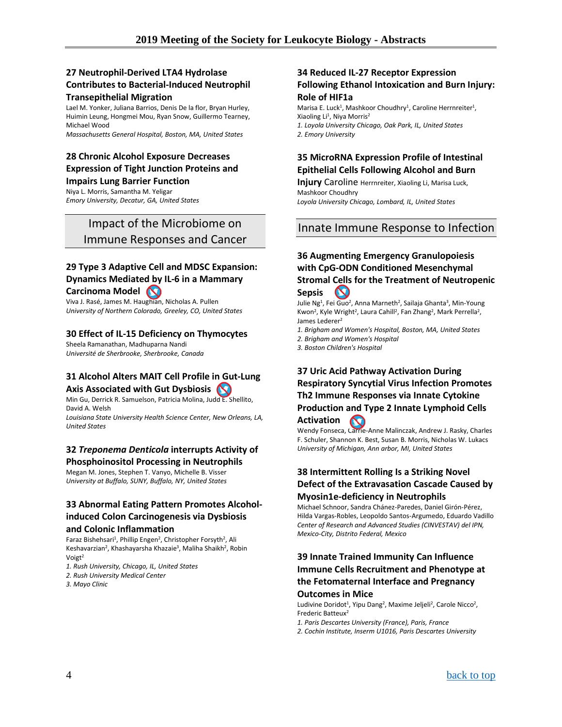### 27 Neutrophil-Derived LTA4 Hydrolase Contributes to Bacterial-Induced Neutrophil Transepithelial Migration

Lael M. Yonker, Juliana Barrios, Denis De la flor, Bryan Hurley, Huimin Leung, Hongmei Mou, Ryan Snow, Guillermo Tearney, Michael Wood

*Massachusetts General Hospital, Boston, MA, United States*

### 28 Chronic Alcohol Exposure Decreases Expression of Tight Junction Proteins and Impairs Lung Barrier Function

Niya L. Morris, Samantha M. Yeligar

*Emory University, Decatur, GA, United States*

## Impact of the Microbiome on Immune Responses and Cancer

### 29 Type 3 Adaptive Cell and MDSC Expansion: Dynamics Mediated by IL-6 in a Mammary Carcinoma Model

Viva J. Rasé, James M. Haughian, Nicholas A. Pullen

*University of Northern Colorado, Greeley, CO, United States*

### 30 Effect of IL-15 Deficiency on Thymocytes

Sheela Ramanathan, Madhuparna Nandi

*Université de Sherbrooke, Sherbrooke, Canada*

### 31 Alcohol Alters MAIT Cell Profile in Gut-Lung Axis Associated with Gut Dysbiosis

Min Gu, Derrick R. Samuelson, Patricia Molina, Judd E. Shellito, David A. Welsh

*Louisiana State University Health Science Center, New Orleans, LA, United States*

### 32 *Treponema Denticola* interrupts Activity of Phosphoinositol Processing in Neutrophils

Megan M. Jones, Stephen T. Vanyo, Michelle B. Visser

*University at Buffalo, SUNY, Buffalo, NY, United States*

### 33 Abnormal Eating Pattern Promotes Alcohol-induced Colon Carcinogenesis via Dysbiosis and Colonic Inflammation

Faraz Bishehsari[1], Phillip Engen[2], Christopher Forsyth[2], Ali Keshavarzian[2], Khashayarsha Khazaie[3], Maliha Shaikh[2], Robin Voigt[2]

*1. Rush University, Chicago, IL, United States*
*2. Rush University Medical Center*
*3. Mayo Clinic*

### 34 Reduced IL-27 Receptor Expression Following Ethanol Intoxication and Burn Injury: Role of HIF1a

Marisa E. Luck[1], Mashkoor Choudhry[1], Caroline Herrnreiter[1], Xiaoling Li[1], Niya Morris[2]

*1. Loyola University Chicago, Oak Park, IL, United States*
*2. Emory University*

### 35 MicroRNA Expression Profile of Intestinal Epithelial Cells Following Alcohol and Burn Injury

Caroline Herrnreiter, Xiaoling Li, Marisa Luck, Mashkoor Choudhry

*Loyola University Chicago, Lombard, IL, United States*

## Innate Immune Response to Infection

### 36 Augmenting Emergency Granulopoiesis with CpG-ODN Conditioned Mesenchymal Stromal Cells for the Treatment of Neutropenic Sepsis

Julie Ng[1], Fei Guo[2], Anna Marneth[2], Sailaja Ghanta[3], Min-Young Kwon[2], Kyle Wright[2], Laura Cahill[2], Fan Zhang[2], Mark Perrella[2], James Lederer[2]

*1. Brigham and Women's Hospital, Boston, MA, United States*
*2. Brigham and Women's Hospital*
*3. Boston Children's Hospital*

### 37 Uric Acid Pathway Activation During Respiratory Syncytial Virus Infection Promotes Th2 Immune Responses via Innate Cytokine Production and Type 2 Innate Lymphoid Cells Activation

Wendy Fonseca, Carrie-Anne Malinczak, Andrew J. Rasky, Charles F. Schuler, Shannon K. Best, Susan B. Morris, Nicholas W. Lukacs

*University of Michigan, Ann arbor, MI, United States*

### 38 Intermittent Rolling Is a Striking Novel Defect of the Extravasation Cascade Caused by Myosin1e-deficiency in Neutrophils

Michael Schnoor, Sandra Chánez-Paredes, Daniel Girón-Pérez, Hilda Vargas-Robles, Leopoldo Santos-Argumedo, Eduardo Vadillo

*Center of Research and Advanced Studies (CINVESTAV) del IPN, Mexico-City, Distrito Federal, Mexico*

### 39 Innate Trained Immunity Can Influence Immune Cells Recruitment and Phenotype at the Fetomaternal Interface and Pregnancy Outcomes in Mice

Ludivine Doridot[1], Yipu Dang[2], Maxime Jeljeli[2], Carole Nicco[2], Frederic Batteux[2]

*1. Paris Descartes University (France), Paris, France*
*2. Cochin Institute, Inserm U1016, Paris Descartes University*

back to top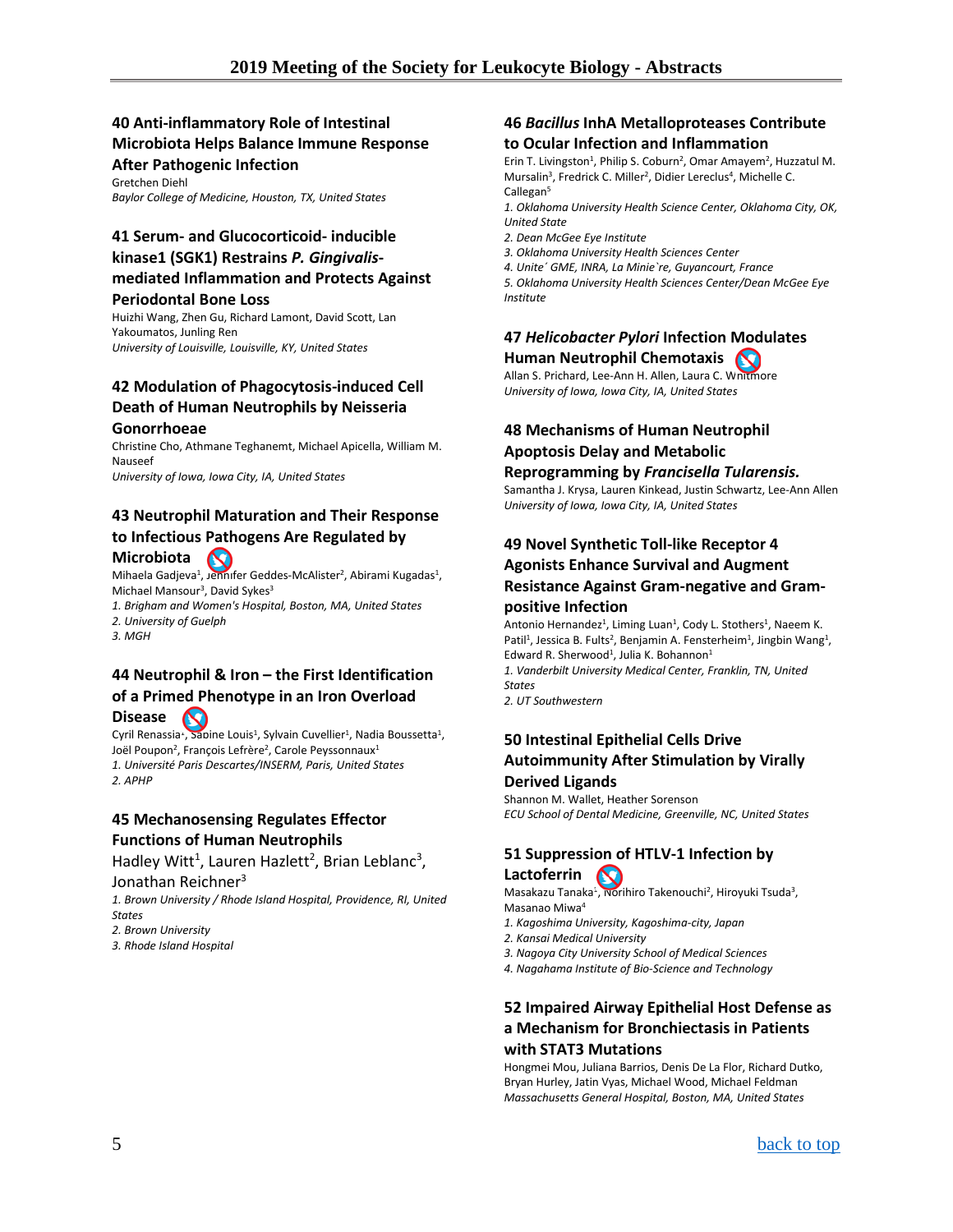### 40 Anti-inflammatory Role of Intestinal Microbiota Helps Balance Immune Response After Pathogenic Infection

Gretchen Diehl
*Baylor College of Medicine, Houston, TX, United States*

### 41 Serum- and Glucocorticoid- inducible kinase1 (SGK1) Restrains *P. Gingivalis*-mediated Inflammation and Protects Against Periodontal Bone Loss

Huizhi Wang, Zhen Gu, Richard Lamont, David Scott, Lan Yakoumatos, Junling Ren
*University of Louisville, Louisville, KY, United States*

### 42 Modulation of Phagocytosis-induced Cell Death of Human Neutrophils by Neisseria Gonorrhoeae

Christine Cho, Athmane Teghanemt, Michael Apicella, William M. Nauseef
*University of Iowa, Iowa City, IA, United States*

### 43 Neutrophil Maturation and Their Response to Infectious Pathogens Are Regulated by Microbiota

Mihaela Gadjeva[1], Jennifer Geddes-McAlister[2], Abirami Kugadas[1], Michael Mansour[3], David Sykes[3]

1. *Brigham and Women's Hospital, Boston, MA, United States*
2. *University of Guelph*
3. *MGH*

### 44 Neutrophil & Iron – the First Identification of a Primed Phenotype in an Iron Overload Disease

Cyril Renassia[1], Sabine Louis[1], Sylvain Cuvellier[1], Nadia Boussetta[1], Joël Poupon[2], François Lefrère[2], Carole Peyssonnaux[1]

1. *Université Paris Descartes/INSERM, Paris, United States*
2. *APHP*

### 45 Mechanosensing Regulates Effector Functions of Human Neutrophils

Hadley Witt[1], Lauren Hazlett[2], Brian Leblanc[3], Jonathan Reichner[3]

1. *Brown University / Rhode Island Hospital, Providence, RI, United States*
2. *Brown University*
3. *Rhode Island Hospital*

### 46 *Bacillus* InhA Metalloproteases Contribute to Ocular Infection and Inflammation

Erin T. Livingston[1], Philip S. Coburn[2], Omar Amayem[2], Huzzatul M. Mursalin[3], Fredrick C. Miller[2], Didier Lereclus[4], Michelle C. Callegan[5]

1. *Oklahoma University Health Science Center, Oklahoma City, OK, United State*
2. *Dean McGee Eye Institute*
3. *Oklahoma University Health Sciences Center*
4. *Unite´ GME, INRA, La Minie`re, Guyancourt, France*
5. *Oklahoma University Health Sciences Center/Dean McGee Eye Institute*

### 47 *Helicobacter Pylori* Infection Modulates Human Neutrophil Chemotaxis

Allan S. Prichard, Lee-Ann H. Allen, Laura C. Whitmore
*University of Iowa, Iowa City, IA, United States*

### 48 Mechanisms of Human Neutrophil Apoptosis Delay and Metabolic Reprogramming by *Francisella Tularensis.*

Samantha J. Krysa, Lauren Kinkead, Justin Schwartz, Lee-Ann Allen
*University of Iowa, Iowa City, IA, United States*

### 49 Novel Synthetic Toll-like Receptor 4 Agonists Enhance Survival and Augment Resistance Against Gram-negative and Gram-positive Infection

Antonio Hernandez[1], Liming Luan[1], Cody L. Stothers[1], Naeem K. Patil[1], Jessica B. Fults[2], Benjamin A. Fensterheim[1], Jingbin Wang[1], Edward R. Sherwood[1], Julia K. Bohannon[1]

1. *Vanderbilt University Medical Center, Franklin, TN, United States*
2. *UT Southwestern*

### 50 Intestinal Epithelial Cells Drive Autoimmunity After Stimulation by Virally Derived Ligands

Shannon M. Wallet, Heather Sorenson
*ECU School of Dental Medicine, Greenville, NC, United States*

### 51 Suppression of HTLV-1 Infection by Lactoferrin

Masakazu Tanaka[1], Norihiro Takenouchi[2], Hiroyuki Tsuda[3], Masanao Miwa[4]

1. *Kagoshima University, Kagoshima-city, Japan*
2. *Kansai Medical University*
3. *Nagoya City University School of Medical Sciences*
4. *Nagahama Institute of Bio-Science and Technology*

### 52 Impaired Airway Epithelial Host Defense as a Mechanism for Bronchiectasis in Patients with STAT3 Mutations

Hongmei Mou, Juliana Barrios, Denis De La Flor, Richard Dutko, Bryan Hurley, Jatin Vyas, Michael Wood, Michael Feldman
*Massachusetts General Hospital, Boston, MA, United States*

back to top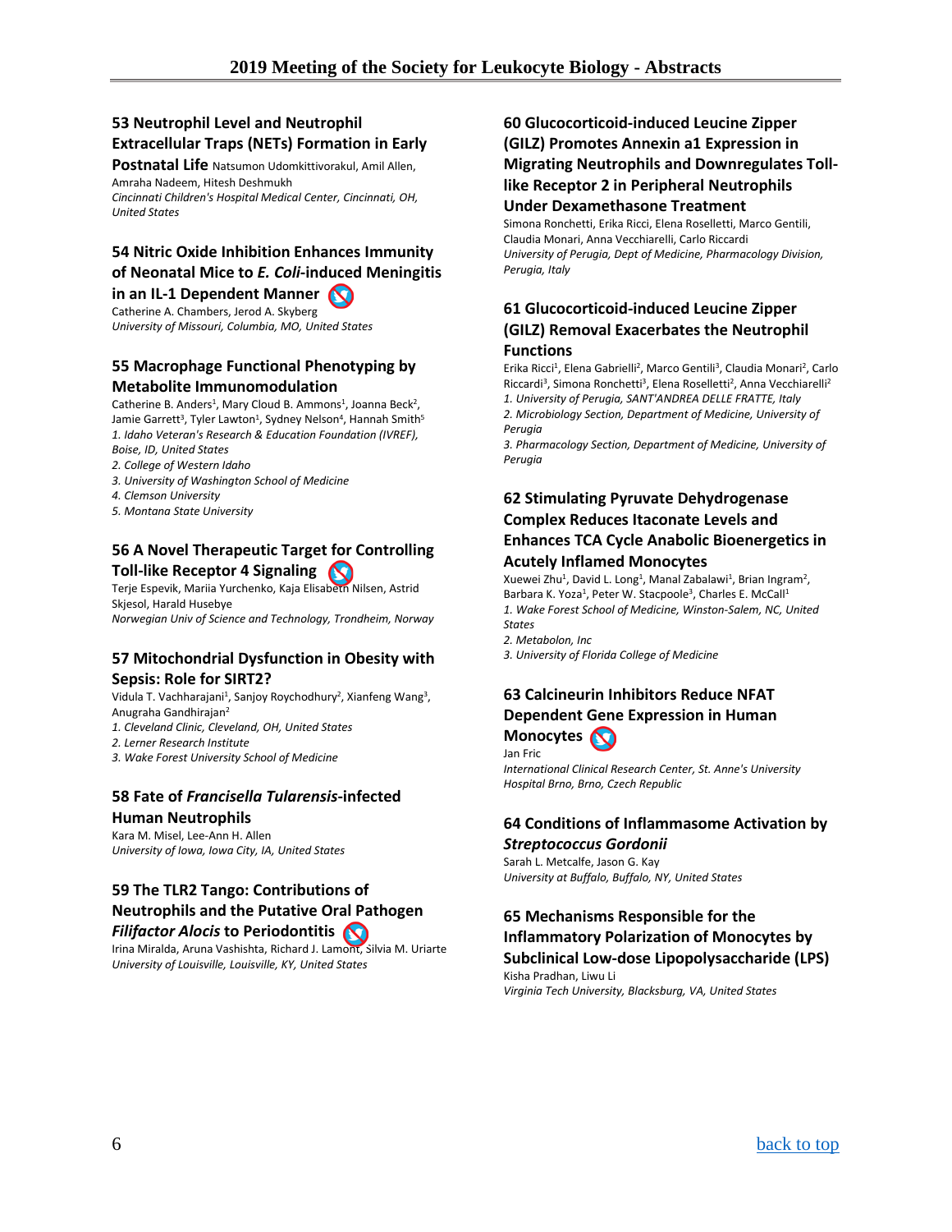## 53 Neutrophil Level and Neutrophil Extracellular Traps (NETs) Formation in Early Postnatal Life

Natsumon Udomkittivorakul, Amil Allen, Amraha Nadeem, Hitesh Deshmukh

*Cincinnati Children's Hospital Medical Center, Cincinnati, OH, United States*

## 54 Nitric Oxide Inhibition Enhances Immunity of Neonatal Mice to *E. Coli*-induced Meningitis in an IL-1 Dependent Manner

Catherine A. Chambers, Jerod A. Skyberg

*University of Missouri, Columbia, MO, United States*

## 55 Macrophage Functional Phenotyping by Metabolite Immunomodulation

Catherine B. Anders[1], Mary Cloud B. Ammons[1], Joanna Beck[2], Jamie Garrett[3], Tyler Lawton[1], Sydney Nelson[4], Hannah Smith[5]

*1. Idaho Veteran's Research & Education Foundation (IVREF), Boise, ID, United States*

*2. College of Western Idaho*

*3. University of Washington School of Medicine*

*4. Clemson University*

*5. Montana State University*

## 56 A Novel Therapeutic Target for Controlling Toll-like Receptor 4 Signaling

Terje Espevik, Mariia Yurchenko, Kaja Elisabeth Nilsen, Astrid Skjesol, Harald Husebye

*Norwegian Univ of Science and Technology, Trondheim, Norway*

## 57 Mitochondrial Dysfunction in Obesity with Sepsis: Role for SIRT2?

Vidula T. Vachharajani[1], Sanjoy Roychodhury[2], Xianfeng Wang[3], Anugraha Gandhirajan[2]

*1. Cleveland Clinic, Cleveland, OH, United States*

*2. Lerner Research Institute*

*3. Wake Forest University School of Medicine*

## 58 Fate of *Francisella Tularensis*-infected Human Neutrophils

Kara M. Misel, Lee-Ann H. Allen

*University of Iowa, Iowa City, IA, United States*

## 59 The TLR2 Tango: Contributions of Neutrophils and the Putative Oral Pathogen *Filifactor Alocis* to Periodontitis

Irina Miralda, Aruna Vashishta, Richard J. Lamont, Silvia M. Uriarte

*University of Louisville, Louisville, KY, United States*

## 60 Glucocorticoid-induced Leucine Zipper (GILZ) Promotes Annexin a1 Expression in Migrating Neutrophils and Downregulates Toll-like Receptor 2 in Peripheral Neutrophils Under Dexamethasone Treatment

Simona Ronchetti, Erika Ricci, Elena Roselletti, Marco Gentili, Claudia Monari, Anna Vecchiarelli, Carlo Riccardi

*University of Perugia, Dept of Medicine, Pharmacology Division, Perugia, Italy*

## 61 Glucocorticoid-induced Leucine Zipper (GILZ) Removal Exacerbates the Neutrophil Functions

Erika Ricci[1], Elena Gabrielli[2], Marco Gentili[3], Claudia Monari[2], Carlo Riccardi[3], Simona Ronchetti[3], Elena Roselletti[2], Anna Vecchiarelli[2]

*1. University of Perugia, SANT'ANDREA DELLE FRATTE, Italy*

*2. Microbiology Section, Department of Medicine, University of Perugia*

*3. Pharmacology Section, Department of Medicine, University of Perugia*

## 62 Stimulating Pyruvate Dehydrogenase Complex Reduces Itaconate Levels and Enhances TCA Cycle Anabolic Bioenergetics in Acutely Inflamed Monocytes

Xuewei Zhu[1], David L. Long[1], Manal Zabalawi[1], Brian Ingram[2], Barbara K. Yoza[1], Peter W. Stacpoole[3], Charles E. McCall[1]

*1. Wake Forest School of Medicine, Winston-Salem, NC, United States*

*2. Metabolon, Inc*

*3. University of Florida College of Medicine*

## 63 Calcineurin Inhibitors Reduce NFAT Dependent Gene Expression in Human Monocytes

Jan Fric

*International Clinical Research Center, St. Anne's University Hospital Brno, Brno, Czech Republic*

## 64 Conditions of Inflammasome Activation by *Streptococcus Gordonii*

Sarah L. Metcalfe, Jason G. Kay

*University at Buffalo, Buffalo, NY, United States*

## 65 Mechanisms Responsible for the Inflammatory Polarization of Monocytes by Subclinical Low-dose Lipopolysaccharide (LPS)

Kisha Pradhan, Liwu Li

*Virginia Tech University, Blacksburg, VA, United States*

[back to top]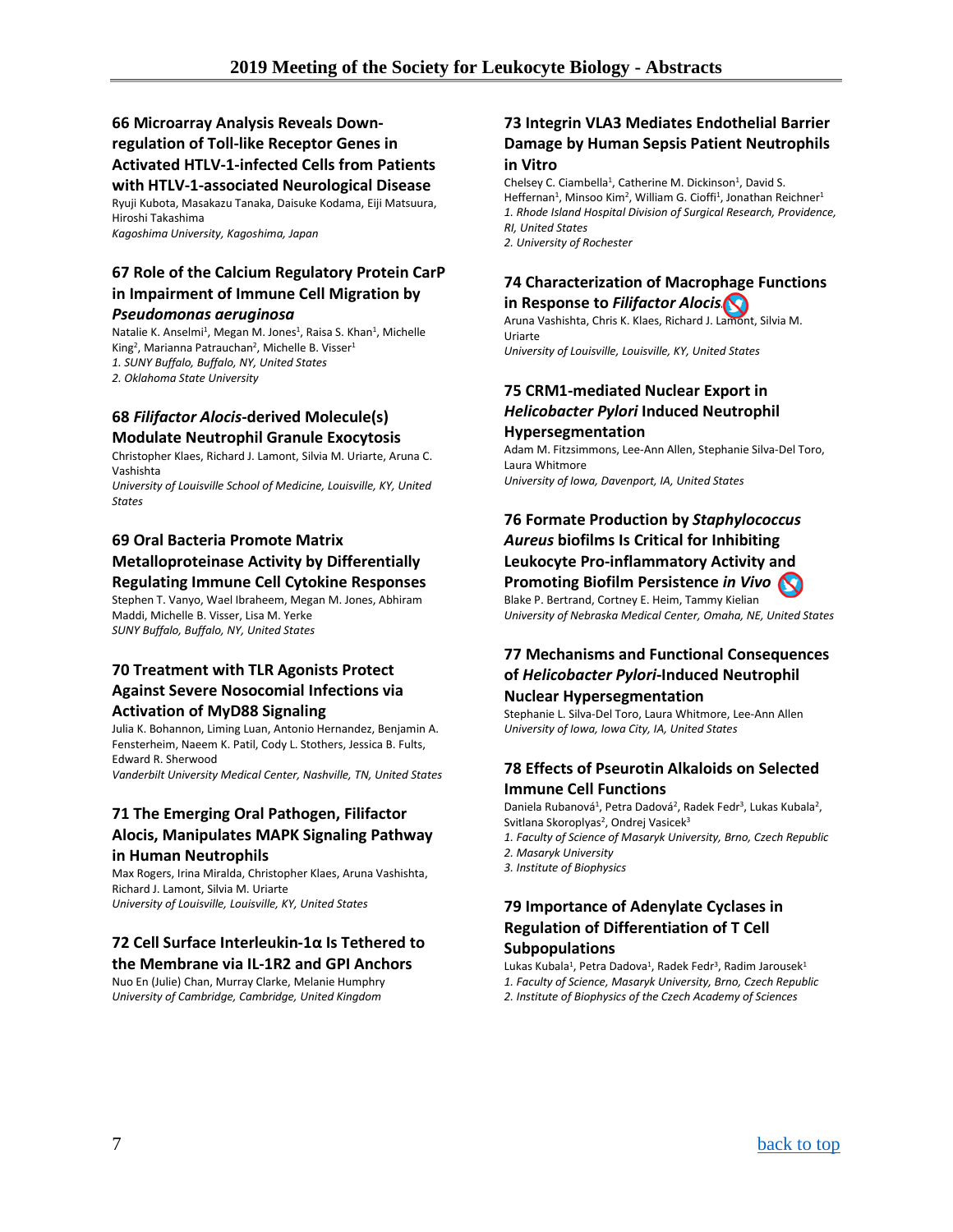### 66 Microarray Analysis Reveals Down-regulation of Toll-like Receptor Genes in Activated HTLV-1-infected Cells from Patients with HTLV-1-associated Neurological Disease

Ryuji Kubota, Masakazu Tanaka, Daisuke Kodama, Eiji Matsuura, Hiroshi Takashima

*Kagoshima University, Kagoshima, Japan*

### 67 Role of the Calcium Regulatory Protein CarP in Impairment of Immune Cell Migration by *Pseudomonas aeruginosa*

Natalie K. Anselmi[1], Megan M. Jones[1], Raisa S. Khan[1], Michelle King[2], Marianna Patrauchan[2], Michelle B. Visser[1]

*1. SUNY Buffalo, Buffalo, NY, United States*

*2. Oklahoma State University*

### 68 *Filifactor Alocis*-derived Molecule(s) Modulate Neutrophil Granule Exocytosis

Christopher Klaes, Richard J. Lamont, Silvia M. Uriarte, Aruna C. Vashishta

*University of Louisville School of Medicine, Louisville, KY, United States*

### 69 Oral Bacteria Promote Matrix Metalloproteinase Activity by Differentially Regulating Immune Cell Cytokine Responses

Stephen T. Vanyo, Wael Ibraheem, Megan M. Jones, Abhiram Maddi, Michelle B. Visser, Lisa M. Yerke

*SUNY Buffalo, Buffalo, NY, United States*

### 70 Treatment with TLR Agonists Protect Against Severe Nosocomial Infections via Activation of MyD88 Signaling

Julia K. Bohannon, Liming Luan, Antonio Hernandez, Benjamin A. Fensterheim, Naeem K. Patil, Cody L. Stothers, Jessica B. Fults, Edward R. Sherwood

*Vanderbilt University Medical Center, Nashville, TN, United States*

### 71 The Emerging Oral Pathogen, Filifactor Alocis, Manipulates MAPK Signaling Pathway in Human Neutrophils

Max Rogers, Irina Miralda, Christopher Klaes, Aruna Vashishta, Richard J. Lamont, Silvia M. Uriarte

*University of Louisville, Louisville, KY, United States*

### 72 Cell Surface Interleukin-1α Is Tethered to the Membrane via IL-1R2 and GPI Anchors

Nuo En (Julie) Chan, Murray Clarke, Melanie Humphry

*University of Cambridge, Cambridge, United Kingdom*

### 73 Integrin VLA3 Mediates Endothelial Barrier Damage by Human Sepsis Patient Neutrophils in Vitro

Chelsey C. Ciambella[1], Catherine M. Dickinson[1], David S. Heffernan[1], Minsoo Kim[2], William G. Cioffi[1], Jonathan Reichner[1]

*1. Rhode Island Hospital Division of Surgical Research, Providence, RI, United States*

*2. University of Rochester*

### 74 Characterization of Macrophage Functions in Response to *Filifactor Alocis*

Aruna Vashishta, Chris K. Klaes, Richard J. Lamont, Silvia M. Uriarte

*University of Louisville, Louisville, KY, United States*

### 75 CRM1-mediated Nuclear Export in *Helicobacter Pylori* Induced Neutrophil Hypersegmentation

Adam M. Fitzsimmons, Lee-Ann Allen, Stephanie Silva-Del Toro, Laura Whitmore

*University of Iowa, Davenport, IA, United States*

### 76 Formate Production by *Staphylococcus Aureus* biofilms Is Critical for Inhibiting Leukocyte Pro-inflammatory Activity and Promoting Biofilm Persistence *in Vivo*

Blake P. Bertrand, Cortney E. Heim, Tammy Kielian

*University of Nebraska Medical Center, Omaha, NE, United States*

### 77 Mechanisms and Functional Consequences of *Helicobacter Pylori*-Induced Neutrophil Nuclear Hypersegmentation

Stephanie L. Silva-Del Toro, Laura Whitmore, Lee-Ann Allen

*University of Iowa, Iowa City, IA, United States*

### 78 Effects of Pseurotin Alkaloids on Selected Immune Cell Functions

Daniela Rubanová[1], Petra Dadová[2], Radek Fedr[3], Lukas Kubala[2], Svitlana Skoroplyas[2], Ondrej Vasicek[3]

*1. Faculty of Science of Masaryk University, Brno, Czech Republic*

*2. Masaryk University*

*3. Institute of Biophysics*

### 79 Importance of Adenylate Cyclases in Regulation of Differentiation of T Cell Subpopulations

Lukas Kubala[1], Petra Dadova[1], Radek Fedr[3], Radim Jarousek[1]

*1. Faculty of Science, Masaryk University, Brno, Czech Republic*

*2. Institute of Biophysics of the Czech Academy of Sciences*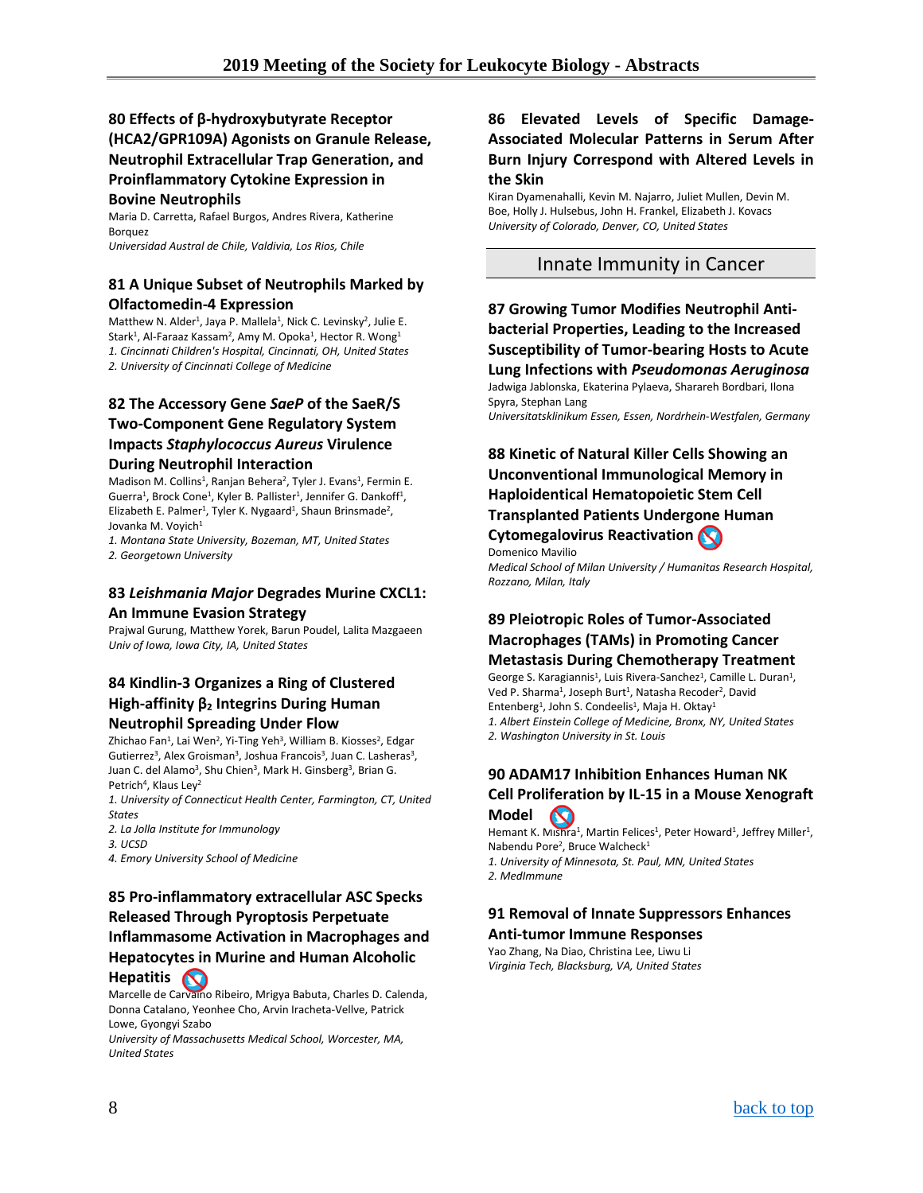### 80 Effects of β-hydroxybutyrate Receptor (HCA2/GPR109A) Agonists on Granule Release, Neutrophil Extracellular Trap Generation, and Proinflammatory Cytokine Expression in Bovine Neutrophils

Maria D. Carretta, Rafael Burgos, Andres Rivera, Katherine Borquez

*Universidad Austral de Chile, Valdivia, Los Rios, Chile*

### 81 A Unique Subset of Neutrophils Marked by Olfactomedin-4 Expression

Matthew N. Alder[1], Jaya P. Mallela[1], Nick C. Levinsky[2], Julie E. Stark[1], Al-Faraaz Kassam[2], Amy M. Opoka[1], Hector R. Wong[1]

*1. Cincinnati Children's Hospital, Cincinnati, OH, United States*

*2. University of Cincinnati College of Medicine*

### 82 The Accessory Gene *SaeP* of the SaeR/S Two-Component Gene Regulatory System Impacts *Staphylococcus Aureus* Virulence During Neutrophil Interaction

Madison M. Collins[1], Ranjan Behera[2], Tyler J. Evans[1], Fermin E. Guerra[1], Brock Cone[1], Kyler B. Pallister[1], Jennifer G. Dankoff[1], Elizabeth E. Palmer[1], Tyler K. Nygaard[1], Shaun Brinsmade[2], Jovanka M. Voyich[1]

*1. Montana State University, Bozeman, MT, United States*

*2. Georgetown University*

### 83 *Leishmania Major* Degrades Murine CXCL1: An Immune Evasion Strategy

Prajwal Gurung, Matthew Yorek, Barun Poudel, Lalita Mazgaeen

*Univ of Iowa, Iowa City, IA, United States*

### 84 Kindlin-3 Organizes a Ring of Clustered High-affinity $\beta_2$ Integrins During Human Neutrophil Spreading Under Flow

Zhichao Fan[1], Lai Wen[2], Yi-Ting Yeh[3], William B. Kiosses[2], Edgar Gutierrez[3], Alex Groisman[3], Joshua Francois[3], Juan C. Lasheras[3], Juan C. del Alamo[3], Shu Chien[3], Mark H. Ginsberg[3], Brian G. Petrich[4], Klaus Ley[2]

*1. University of Connecticut Health Center, Farmington, CT, United States*

*2. La Jolla Institute for Immunology*

*3. UCSD*

*4. Emory University School of Medicine*

### 85 Pro-inflammatory extracellular ASC Specks Released Through Pyroptosis Perpetuate Inflammasome Activation in Macrophages and Hepatocytes in Murine and Human Alcoholic Hepatitis

Marcelle de Carvalho Ribeiro, Mrigya Babuta, Charles D. Calenda, Donna Catalano, Yeonhee Cho, Arvin Iracheta-Vellve, Patrick Lowe, Gyongyi Szabo

*University of Massachusetts Medical School, Worcester, MA, United States*

### 86 Elevated Levels of Specific Damage-Associated Molecular Patterns in Serum After Burn Injury Correspond with Altered Levels in the Skin

Kiran Dyamenahalli, Kevin M. Najarro, Juliet Mullen, Devin M. Boe, Holly J. Hulsebus, John H. Frankel, Elizabeth J. Kovacs

*University of Colorado, Denver, CO, United States*

## Innate Immunity in Cancer

### 87 Growing Tumor Modifies Neutrophil Anti-bacterial Properties, Leading to the Increased Susceptibility of Tumor-bearing Hosts to Acute Lung Infections with *Pseudomonas Aeruginosa*

Jadwiga Jablonska, Ekaterina Pylaeva, Sharareh Bordbari, Ilona Spyra, Stephan Lang

*Universitatsklinikum Essen, Essen, Nordrhein-Westfalen, Germany*

### 88 Kinetic of Natural Killer Cells Showing an Unconventional Immunological Memory in Haploidentical Hematopoietic Stem Cell Transplanted Patients Undergone Human Cytomegalovirus Reactivation

Domenico Mavilio

*Medical School of Milan University / Humanitas Research Hospital, Rozzano, Milan, Italy*

### 89 Pleiotropic Roles of Tumor-Associated Macrophages (TAMs) in Promoting Cancer Metastasis During Chemotherapy Treatment

George S. Karagiannis[1], Luis Rivera-Sanchez[1], Camille L. Duran[1], Ved P. Sharma[1], Joseph Burt[1], Natasha Recoder[2], David Entenberg[1], John S. Condeelis[1], Maja H. Oktay[1]

*1. Albert Einstein College of Medicine, Bronx, NY, United States*

*2. Washington University in St. Louis*

### 90 ADAM17 Inhibition Enhances Human NK Cell Proliferation by IL-15 in a Mouse Xenograft Model

Hemant K. Mishra[1], Martin Felices[1], Peter Howard[1], Jeffrey Miller[1], Nabendu Pore[2], Bruce Walcheck[1]

*1. University of Minnesota, St. Paul, MN, United States*

*2. MedImmune*

### 91 Removal of Innate Suppressors Enhances Anti-tumor Immune Responses

Yao Zhang, Na Diao, Christina Lee, Liwu Li

*Virginia Tech, Blacksburg, VA, United States*

[back to top]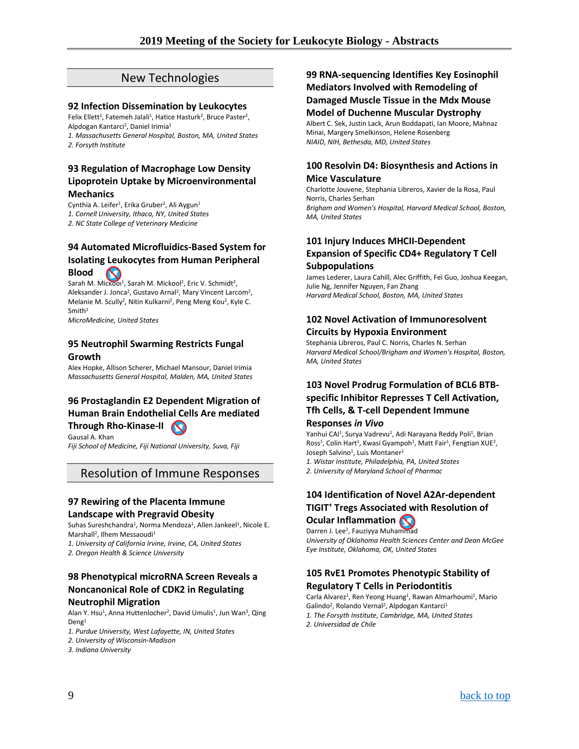## New Technologies

### 92 Infection Dissemination by Leukocytes

Felix Ellett[1], Fatemeh Jalali[1], Hatice Hasturk[2], Bruce Paster[2], Alpdogan Kantarci[2], Daniel Irimia[1]

*1. Massachusetts General Hospital, Boston, MA, United States*
*2. Forsyth Institute*

### 93 Regulation of Macrophage Low Density Lipoprotein Uptake by Microenvironmental Mechanics

Cynthia A. Leifer[1], Erika Gruber[2], Ali Aygun[1]

*1. Cornell University, Ithaca, NY, United States*
*2. NC State College of Veterinary Medicine*

### 94 Automated Microfluidics-Based System for Isolating Leukocytes from Human Peripheral Blood

Sarah M. Mickool[1], Sarah M. Mickool[2], Eric V. Schmidt[2], Aleksander J. Jonca[2], Gustavo Arnal[2], Mary Vincent Larcom[2], Melanie M. Scully[2], Nitin Kulkarni[2], Peng Meng Kou[2], Kyle C. Smith[2]

*MicroMedicine, United States*

### 95 Neutrophil Swarming Restricts Fungal Growth

Alex Hopke, Allison Scherer, Michael Mansour, Daniel Irimia

*Massachusetts General Hospital, Malden, MA, United States*

### 96 Prostaglandin E2 Dependent Migration of Human Brain Endothelial Cells Are mediated Through Rho-Kinase-II

Gausal A. Khan

*Fiji School of Medicine, Fiji National University, Suva, Fiji*

## Resolution of Immune Responses

### 97 Rewiring of the Placenta Immune Landscape with Pregravid Obesity

Suhas Sureshchandra[1], Norma Mendoza[1], Allen Jankeel[1], Nicole E. Marshall[2], Ilhem Messaoudi[1]

*1. University of California Irvine, Irvine, CA, United States*
*2. Oregon Health & Science University*

### 98 Phenotypical microRNA Screen Reveals a Noncanonical Role of CDK2 in Regulating Neutrophil Migration

Alan Y. Hsu[1], Anna Huttenlocher[2], David Umulis[1], Jun Wan[3], Qing Deng[1]

*1. Purdue University, West Lafayette, IN, United States*
*2. University of Wisconsin-Madison*
*3. Indiana University*

### 99 RNA-sequencing Identifies Key Eosinophil Mediators Involved with Remodeling of Damaged Muscle Tissue in the Mdx Mouse Model of Duchenne Muscular Dystrophy

Albert C. Sek, Justin Lack, Arun Boddapati, Ian Moore, Mahnaz Minai, Margery Smelkinson, Helene Rosenberg

*NIAID, NIH, Bethesda, MD, United States*

### 100 Resolvin D4: Biosynthesis and Actions in Mice Vasculature

Charlotte Jouvene, Stephania Libreros, Xavier de la Rosa, Paul Norris, Charles Serhan

*Brigham and Women's Hospital, Harvard Medical School, Boston, MA, United States*

### 101 Injury Induces MHCII-Dependent Expansion of Specific CD4+ Regulatory T Cell Subpopulations

James Lederer, Laura Cahill, Alec Griffith, Fei Guo, Joshua Keegan, Julie Ng, Jennifer Nguyen, Fan Zhang

*Harvard Medical School, Boston, MA, United States*

### 102 Novel Activation of Immunoresolvent Circuits by Hypoxia Environment

Stephania Libreros, Paul C. Norris, Charles N. Serhan

*Harvard Medical School/Brigham and Women's Hospital, Boston, MA, United States*

### 103 Novel Prodrug Formulation of BCL6 BTB-specific Inhibitor Represses T Cell Activation, Tfh Cells, & T-cell Dependent Immune Responses *in Vivo*

Yanhui CAI[1], Surya Vadrevu[1], Adi Narayana Reddy Poli[1], Brian Ross[1], Colin Hart[1], Kwasi Gyampoh[1], Matt Fair[1], Fengtian XUE[2], Joseph Salvino[1], Luis Montaner[1]

*1. Wistar Institute, Philadelphia, PA, United States*
*2. University of Maryland School of Pharmac*

### 104 Identification of Novel A2Ar-dependent TIGIT+ Tregs Associated with Resolution of Ocular Inflammation

Darren J. Lee[1], Fauziyya Muhammad

*University of Oklahoma Health Sciences Center and Dean McGee Eye Institute, Oklahoma, OK, United States*

### 105 RvE1 Promotes Phenotypic Stability of Regulatory T Cells in Periodontitis

Carla Alvarez[1], Ren Yeong Huang[1], Rawan Almarhoumi[1], Mario Galindo[2], Rolando Vernal[2], Alpdogan Kantarci[1]

*1. The Forsyth Institute, Cambridge, MA, United States*
*2. Universidad de Chile*

back to top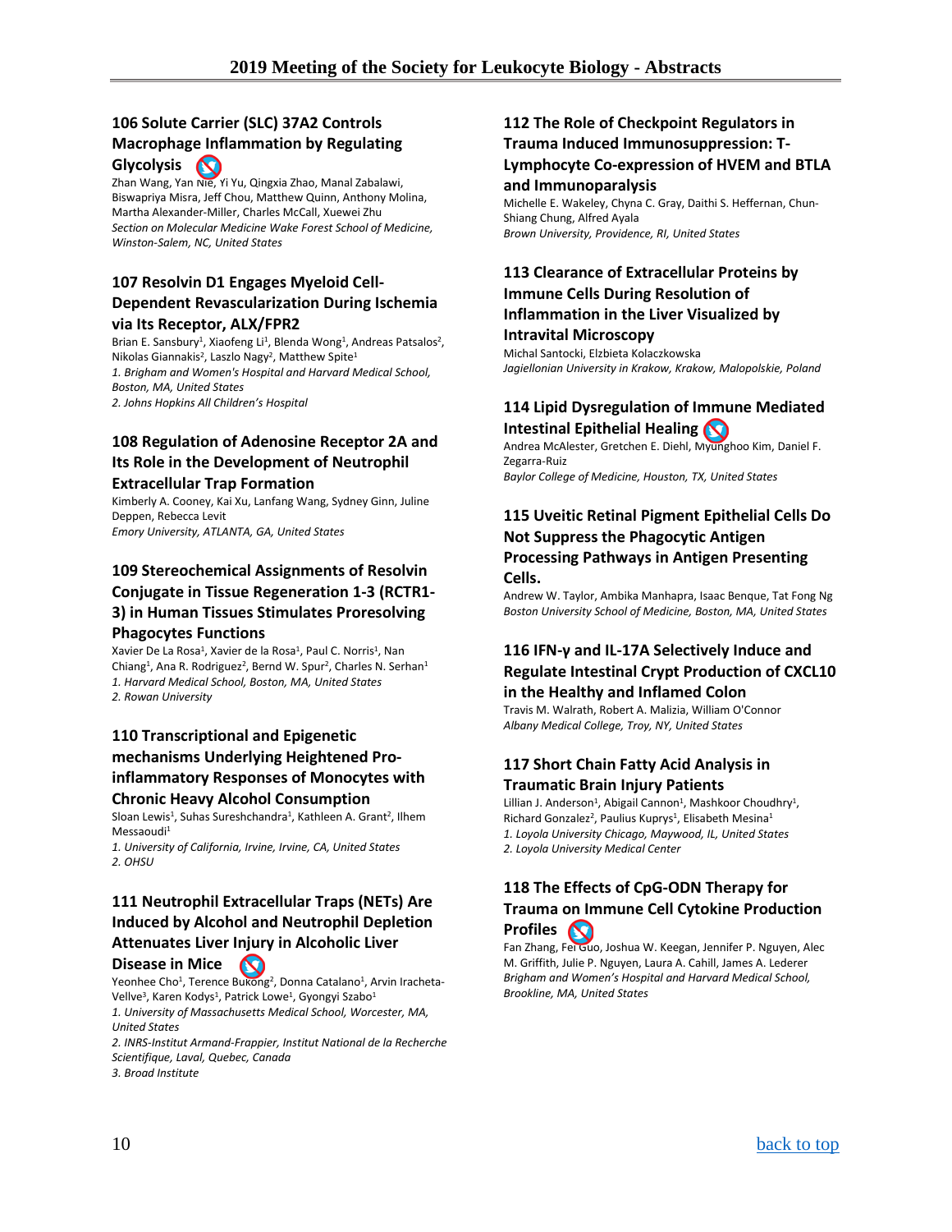### 106 Solute Carrier (SLC) 37A2 Controls Macrophage Inflammation by Regulating Glycolysis

Zhan Wang, Yan Nie, Yi Yu, Qingxia Zhao, Manal Zabalawi, Biswapriya Misra, Jeff Chou, Matthew Quinn, Anthony Molina, Martha Alexander-Miller, Charles McCall, Xuewei Zhu

*Section on Molecular Medicine Wake Forest School of Medicine, Winston-Salem, NC, United States*

### 107 Resolvin D1 Engages Myeloid Cell-Dependent Revascularization During Ischemia via Its Receptor, ALX/FPR2

Brian E. Sansbury[1], Xiaofeng Li[1], Blenda Wong[1], Andreas Patsalos[2], Nikolas Giannakis[2], Laszlo Nagy[2], Matthew Spite[1]

*1. Brigham and Women's Hospital and Harvard Medical School, Boston, MA, United States*

*2. Johns Hopkins All Children's Hospital*

### 108 Regulation of Adenosine Receptor 2A and Its Role in the Development of Neutrophil Extracellular Trap Formation

Kimberly A. Cooney, Kai Xu, Lanfang Wang, Sydney Ginn, Juline Deppen, Rebecca Levit

*Emory University, ATLANTA, GA, United States*

### 109 Stereochemical Assignments of Resolvin Conjugate in Tissue Regeneration 1-3 (RCTR1-3) in Human Tissues Stimulates Proresolving Phagocytes Functions

Xavier De La Rosa[1], Xavier de la Rosa[1], Paul C. Norris[1], Nan Chiang[1], Ana R. Rodriguez[2], Bernd W. Spur[2], Charles N. Serhan[1]

*1. Harvard Medical School, Boston, MA, United States*

*2. Rowan University*

### 110 Transcriptional and Epigenetic mechanisms Underlying Heightened Pro-inflammatory Responses of Monocytes with Chronic Heavy Alcohol Consumption

Sloan Lewis[1], Suhas Sureshchandra[1], Kathleen A. Grant[2], Ilhem Messaoudi[1]

*1. University of California, Irvine, Irvine, CA, United States*

*2. OHSU*

### 111 Neutrophil Extracellular Traps (NETs) Are Induced by Alcohol and Neutrophil Depletion Attenuates Liver Injury in Alcoholic Liver Disease in Mice

Yeonhee Cho[1], Terence Bukong[2], Donna Catalano[1], Arvin Iracheta-Vellve[3], Karen Kodys[1], Patrick Lowe[1], Gyongyi Szabo[1]

*1. University of Massachusetts Medical School, Worcester, MA, United States*

*2. INRS-Institut Armand-Frappier, Institut National de la Recherche Scientifique, Laval, Quebec, Canada*

*3. Broad Institute*

### 112 The Role of Checkpoint Regulators in Trauma Induced Immunosuppression: T-Lymphocyte Co-expression of HVEM and BTLA and Immunoparalysis

Michelle E. Wakeley, Chyna C. Gray, Daithi S. Heffernan, Chun-Shiang Chung, Alfred Ayala

*Brown University, Providence, RI, United States*

### 113 Clearance of Extracellular Proteins by Immune Cells During Resolution of Inflammation in the Liver Visualized by Intravital Microscopy

Michal Santocki, Elzbieta Kolaczkowska

*Jagiellonian University in Krakow, Krakow, Malopolskie, Poland*

### 114 Lipid Dysregulation of Immune Mediated Intestinal Epithelial Healing

Andrea McAlester, Gretchen E. Diehl, Myunghoo Kim, Daniel F. Zegarra-Ruiz

*Baylor College of Medicine, Houston, TX, United States*

### 115 Uveitic Retinal Pigment Epithelial Cells Do Not Suppress the Phagocytic Antigen Processing Pathways in Antigen Presenting Cells.

Andrew W. Taylor, Ambika Manhapra, Isaac Benque, Tat Fong Ng

*Boston University School of Medicine, Boston, MA, United States*

### 116 IFN-γ and IL-17A Selectively Induce and Regulate Intestinal Crypt Production of CXCL10 in the Healthy and Inflamed Colon

Travis M. Walrath, Robert A. Malizia, William O'Connor

*Albany Medical College, Troy, NY, United States*

### 117 Short Chain Fatty Acid Analysis in Traumatic Brain Injury Patients

Lillian J. Anderson[1], Abigail Cannon[1], Mashkoor Choudhry[1], Richard Gonzalez[2], Paulius Kuprys[1], Elisabeth Mesina[1]

*1. Loyola University Chicago, Maywood, IL, United States*

*2. Loyola University Medical Center*

### 118 The Effects of CpG-ODN Therapy for Trauma on Immune Cell Cytokine Production Profiles

Fan Zhang, Fei Guo, Joshua W. Keegan, Jennifer P. Nguyen, Alec M. Griffith, Julie P. Nguyen, Laura A. Cahill, James A. Lederer

*Brigham and Women's Hospital and Harvard Medical School, Brookline, MA, United States*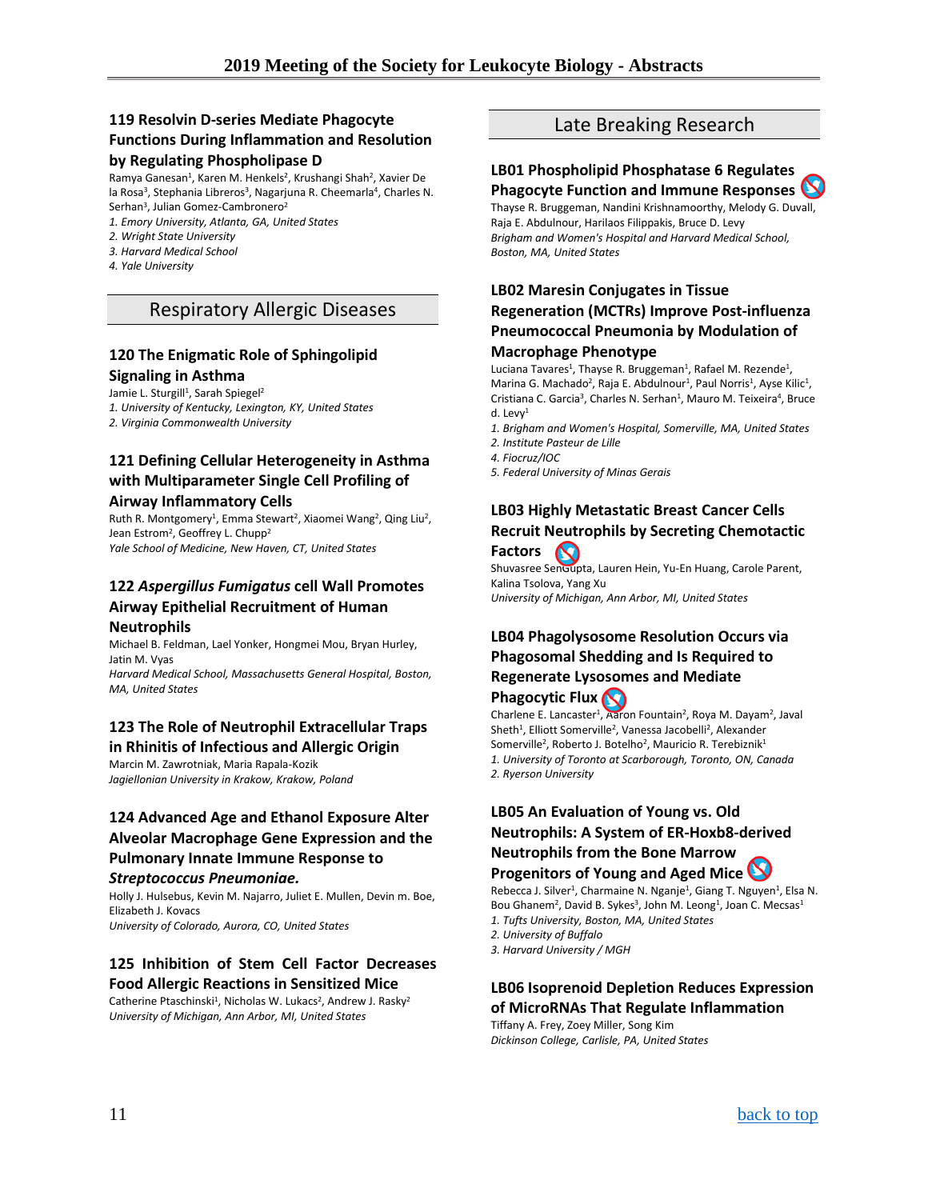### 119 Resolvin D-series Mediate Phagocyte Functions During Inflammation and Resolution by Regulating Phospholipase D

Ramya Ganesan[1], Karen M. Henkels[2], Krushangi Shah[2], Xavier De la Rosa[3], Stephania Libreros[3], Nagarjuna R. Cheemarla[4], Charles N. Serhan[3], Julian Gomez-Cambronero[2]

*1. Emory University, Atlanta, GA, United States*
*2. Wright State University*
*3. Harvard Medical School*
*4. Yale University*

## Respiratory Allergic Diseases

### 120 The Enigmatic Role of Sphingolipid Signaling in Asthma

Jamie L. Sturgill[1], Sarah Spiegel[2]

*1. University of Kentucky, Lexington, KY, United States*
*2. Virginia Commonwealth University*

### 121 Defining Cellular Heterogeneity in Asthma with Multiparameter Single Cell Profiling of Airway Inflammatory Cells

Ruth R. Montgomery[1], Emma Stewart[2], Xiaomei Wang[2], Qing Liu[2], Jean Estrom[2], Geoffrey L. Chupp[2]

*Yale School of Medicine, New Haven, CT, United States*

### 122 *Aspergillus Fumigatus* cell Wall Promotes Airway Epithelial Recruitment of Human Neutrophils

Michael B. Feldman, Lael Yonker, Hongmei Mou, Bryan Hurley, Jatin M. Vyas

*Harvard Medical School, Massachusetts General Hospital, Boston, MA, United States*

### 123 The Role of Neutrophil Extracellular Traps in Rhinitis of Infectious and Allergic Origin

Marcin M. Zawrotniak, Maria Rapala-Kozik

*Jagiellonian University in Krakow, Krakow, Poland*

### 124 Advanced Age and Ethanol Exposure Alter Alveolar Macrophage Gene Expression and the Pulmonary Innate Immune Response to *Streptococcus Pneumoniae.*

Holly J. Hulsebus, Kevin M. Najarro, Juliet E. Mullen, Devin m. Boe, Elizabeth J. Kovacs

*University of Colorado, Aurora, CO, United States*

### 125 Inhibition of Stem Cell Factor Decreases Food Allergic Reactions in Sensitized Mice

Catherine Ptaschinski[1], Nicholas W. Lukacs[2], Andrew J. Rasky[2]

*University of Michigan, Ann Arbor, MI, United States*

## Late Breaking Research

### LB01 Phospholipid Phosphatase 6 Regulates Phagocyte Function and Immune Responses

Thayse R. Bruggeman, Nandini Krishnamoorthy, Melody G. Duvall, Raja E. Abdulnour, Harilaos Filippakis, Bruce D. Levy

*Brigham and Women's Hospital and Harvard Medical School, Boston, MA, United States*

### LB02 Maresin Conjugates in Tissue Regeneration (MCTRs) Improve Post-influenza Pneumococcal Pneumonia by Modulation of Macrophage Phenotype

Luciana Tavares[1], Thayse R. Bruggeman[1], Rafael M. Rezende[1], Marina G. Machado[2], Raja E. Abdulnour[1], Paul Norris[1], Ayse Kilic[1], Cristiana C. Garcia[3], Charles N. Serhan[1], Mauro M. Teixeira[4], Bruce d. Levy[1]

*1. Brigham and Women's Hospital, Somerville, MA, United States*
*2. Institute Pasteur de Lille*
*4. Fiocruz/IOC*
*5. Federal University of Minas Gerais*

### LB03 Highly Metastatic Breast Cancer Cells Recruit Neutrophils by Secreting Chemotactic Factors

Shuvasree SenGupta, Lauren Hein, Yu-En Huang, Carole Parent, Kalina Tsolova, Yang Xu

*University of Michigan, Ann Arbor, MI, United States*

### LB04 Phagolysosome Resolution Occurs via Phagosomal Shedding and Is Required to Regenerate Lysosomes and Mediate Phagocytic Flux

Charlene E. Lancaster[1], Aaron Fountain[2], Roya M. Dayam[2], Javal Sheth[1], Elliott Somerville[2], Vanessa Jacobelli[2], Alexander Somerville[2], Roberto J. Botelho[2], Mauricio R. Terebiznik[1]

*1. University of Toronto at Scarborough, Toronto, ON, Canada*
*2. Ryerson University*

### LB05 An Evaluation of Young vs. Old Neutrophils: A System of ER-Hoxb8-derived Neutrophils from the Bone Marrow Progenitors of Young and Aged Mice

Rebecca J. Silver[1], Charmaine N. Nganje[1], Giang T. Nguyen[1], Elsa N. Bou Ghanem[2], David B. Sykes[3], John M. Leong[1], Joan C. Mecsas[1]

*1. Tufts University, Boston, MA, United States*
*2. University of Buffalo*
*3. Harvard University / MGH*

### LB06 Isoprenoid Depletion Reduces Expression of MicroRNAs That Regulate Inflammation

Tiffany A. Frey, Zoey Miller, Song Kim

*Dickinson College, Carlisle, PA, United States*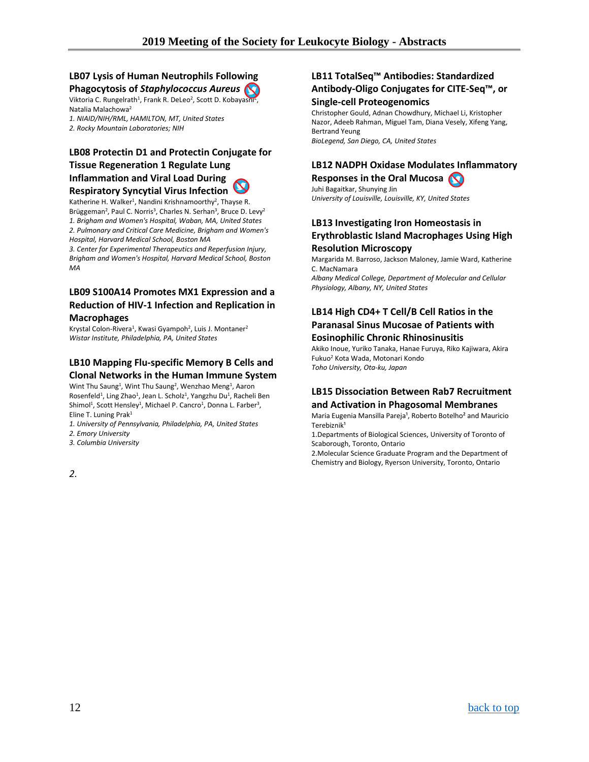### LB07 Lysis of Human Neutrophils Following Phagocytosis of *Staphylococcus Aureus*

Viktoria C. Rungelrath[1], Frank R. DeLeo[2], Scott D. Kobayashi[2], Natalia Malachowa[2]

*1. NIAID/NIH/RML, HAMILTON, MT, United States*

*2. Rocky Mountain Laboratories; NIH*

### LB08 Protectin D1 and Protectin Conjugate for Tissue Regeneration 1 Regulate Lung Inflammation and Viral Load During Respiratory Syncytial Virus Infection

Katherine H. Walker[1], Nandini Krishnamoorthy[2], Thayse R. Brüggeman[2], Paul C. Norris[3], Charles N. Serhan[3], Bruce D. Levy[2]

*1. Brigham and Women's Hospital, Waban, MA, United States*

*2. Pulmonary and Critical Care Medicine, Brigham and Women's Hospital, Harvard Medical School, Boston MA*

*3. Center for Experimental Therapeutics and Reperfusion Injury, Brigham and Women's Hospital, Harvard Medical School, Boston MA*

### LB09 S100A14 Promotes MX1 Expression and a Reduction of HIV-1 Infection and Replication in Macrophages

Krystal Colon-Rivera[1], Kwasi Gyampoh[2], Luis J. Montaner[2]

*Wistar Institute, Philadelphia, PA, United States*

### LB10 Mapping Flu-specific Memory B Cells and Clonal Networks in the Human Immune System

Wint Thu Saung[1], Wint Thu Saung[2], Wenzhao Meng[1], Aaron Rosenfeld[1], Ling Zhao[1], Jean L. Scholz[1], Yangzhu Du[1], Racheli Ben Shimol[1], Scott Hensley[1], Michael P. Cancro[1], Donna L. Farber[3], Eline T. Luning Prak[1]

*1. University of Pennsylvania, Philadelphia, PA, United States*

*2. Emory University*

*3. Columbia University*

*2.*

### LB11 TotalSeq™ Antibodies: Standardized Antibody-Oligo Conjugates for CITE-Seq™, or Single-cell Proteogenomics

Christopher Gould, Adnan Chowdhury, Michael Li, Kristopher Nazor, Adeeb Rahman, Miguel Tam, Diana Vesely, Xifeng Yang, Bertrand Yeung

*BioLegend, San Diego, CA, United States*

### LB12 NADPH Oxidase Modulates Inflammatory Responses in the Oral Mucosa

Juhi Bagaitkar, Shunying Jin

*University of Louisville, Louisville, KY, United States*

### LB13 Investigating Iron Homeostasis in Erythroblastic Island Macrophages Using High Resolution Microscopy

Margarida M. Barroso, Jackson Maloney, Jamie Ward, Katherine C. MacNamara

*Albany Medical College, Department of Molecular and Cellular Physiology, Albany, NY, United States*

### LB14 High CD4+ T Cell/B Cell Ratios in the Paranasal Sinus Mucosae of Patients with Eosinophilic Chronic Rhinosinusitis

Akiko Inoue, Yuriko Tanaka, Hanae Furuya, Riko Kajiwara, Akira Fukuo[2] Kota Wada, Motonari Kondo

*Toho University, Ota-ku, Japan*

### LB15 Dissociation Between Rab7 Recruitment and Activation in Phagosomal Membranes

Maria Eugenia Mansilla Pareja[1], Roberto Botelho[2] and Mauricio Terebiznik[1]

1.Departments of Biological Sciences, University of Toronto of Scaborough, Toronto, Ontario

2.Molecular Science Graduate Program and the Department of Chemistry and Biology, Ryerson University, Toronto, Ontario

back to top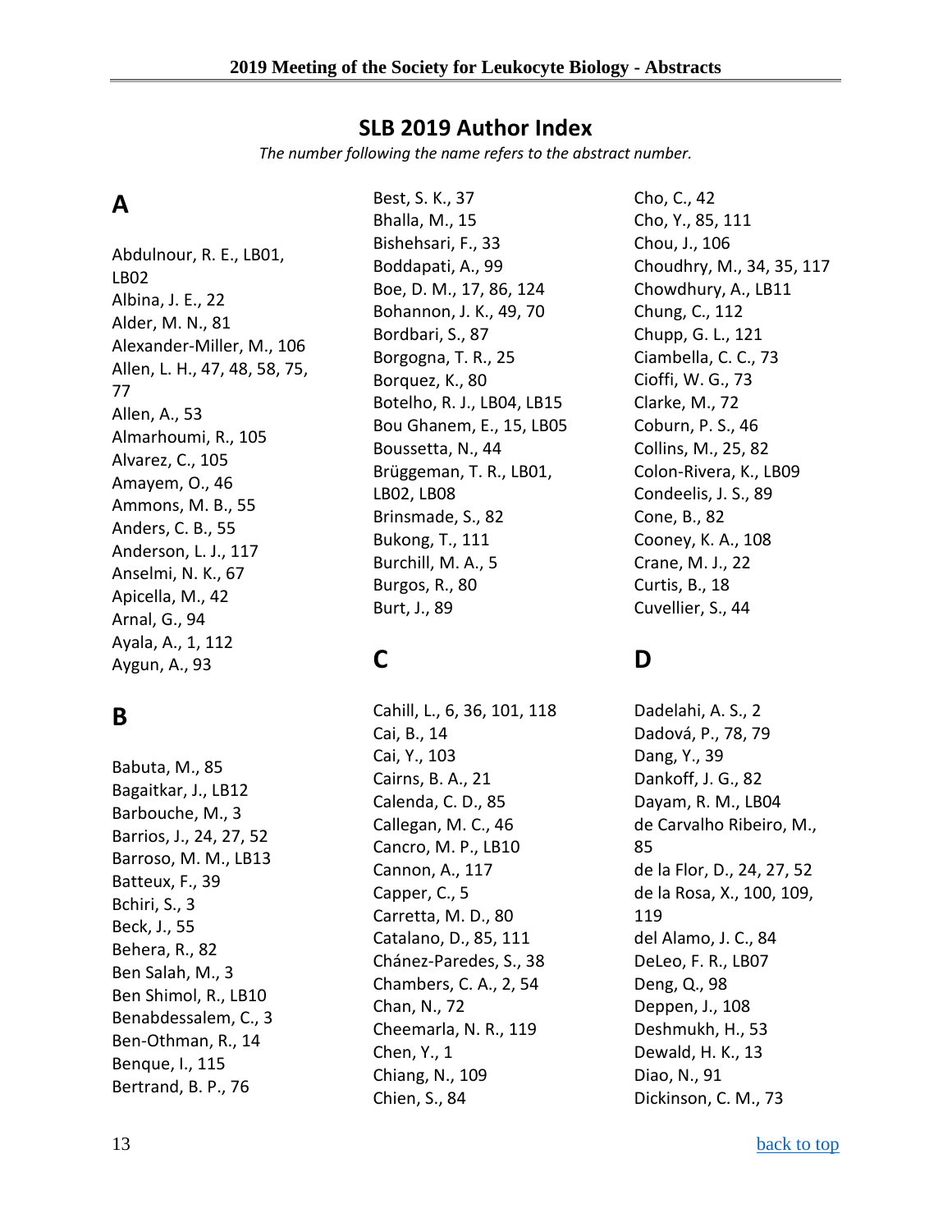## SLB 2019 Author Index

*The number following the name refers to the abstract number.*

### A

Abdulnour, R. E., LB01, LB02
Albina, J. E., 22
Alder, M. N., 81
Alexander-Miller, M., 106
Allen, L. H., 47, 48, 58, 75, 77
Allen, A., 53
Almarhoumi, R., 105
Alvarez, C., 105
Amayem, O., 46
Ammons, M. B., 55
Anders, C. B., 55
Anderson, L. J., 117
Anselmi, N. K., 67
Apicella, M., 42
Arnal, G., 94
Ayala, A., 1, 112
Aygun, A., 93

### B

Babuta, M., 85
Bagaitkar, J., LB12
Barbouche, M., 3
Barrios, J., 24, 27, 52
Barroso, M. M., LB13
Batteux, F., 39
Bchiri, S., 3
Beck, J., 55
Behera, R., 82
Ben Salah, M., 3
Ben Shimol, R., LB10
Benabdessalem, C., 3
Ben-Othman, R., 14
Benque, I., 115
Bertrand, B. P., 76
Best, S. K., 37
Bhalla, M., 15
Bishehsari, F., 33
Boddapati, A., 99
Boe, D. M., 17, 86, 124
Bohannon, J. K., 49, 70
Bordbari, S., 87
Borgogna, T. R., 25
Borquez, K., 80
Botelho, R. J., LB04, LB15
Bou Ghanem, E., 15, LB05
Boussetta, N., 44
Brüggeman, T. R., LB01, LB02, LB08
Brinsmade, S., 82
Bukong, T., 111
Burchill, M. A., 5
Burgos, R., 80
Burt, J., 89

### C

Cahill, L., 6, 36, 101, 118
Cai, B., 14
Cai, Y., 103
Cairns, B. A., 21
Calenda, C. D., 85
Callegan, M. C., 46
Cancro, M. P., LB10
Cannon, A., 117
Capper, C., 5
Carretta, M. D., 80
Catalano, D., 85, 111
Chánez-Paredes, S., 38
Chambers, C. A., 2, 54
Chan, N., 72
Cheemarla, N. R., 119
Chen, Y., 1
Chiang, N., 109
Chien, S., 84
Cho, C., 42
Cho, Y., 85, 111
Chou, J., 106
Choudhry, M., 34, 35, 117
Chowdhury, A., LB11
Chung, C., 112
Chupp, G. L., 121
Ciambella, C. C., 73
Cioffi, W. G., 73
Clarke, M., 72
Coburn, P. S., 46
Collins, M., 25, 82
Colon-Rivera, K., LB09
Condeelis, J. S., 89
Cone, B., 82
Cooney, K. A., 108
Crane, M. J., 22
Curtis, B., 18
Cuvellier, S., 44

### D

Dadelahi, A. S., 2
Dadová, P., 78, 79
Dang, Y., 39
Dankoff, J. G., 82
Dayam, R. M., LB04
de Carvalho Ribeiro, M., 85
de la Flor, D., 24, 27, 52
de la Rosa, X., 100, 109, 119
del Alamo, J. C., 84
DeLeo, F. R., LB07
Deng, Q., 98
Deppen, J., 108
Deshmukh, H., 53
Dewald, H. K., 13
Diao, N., 91
Dickinson, C. M., 73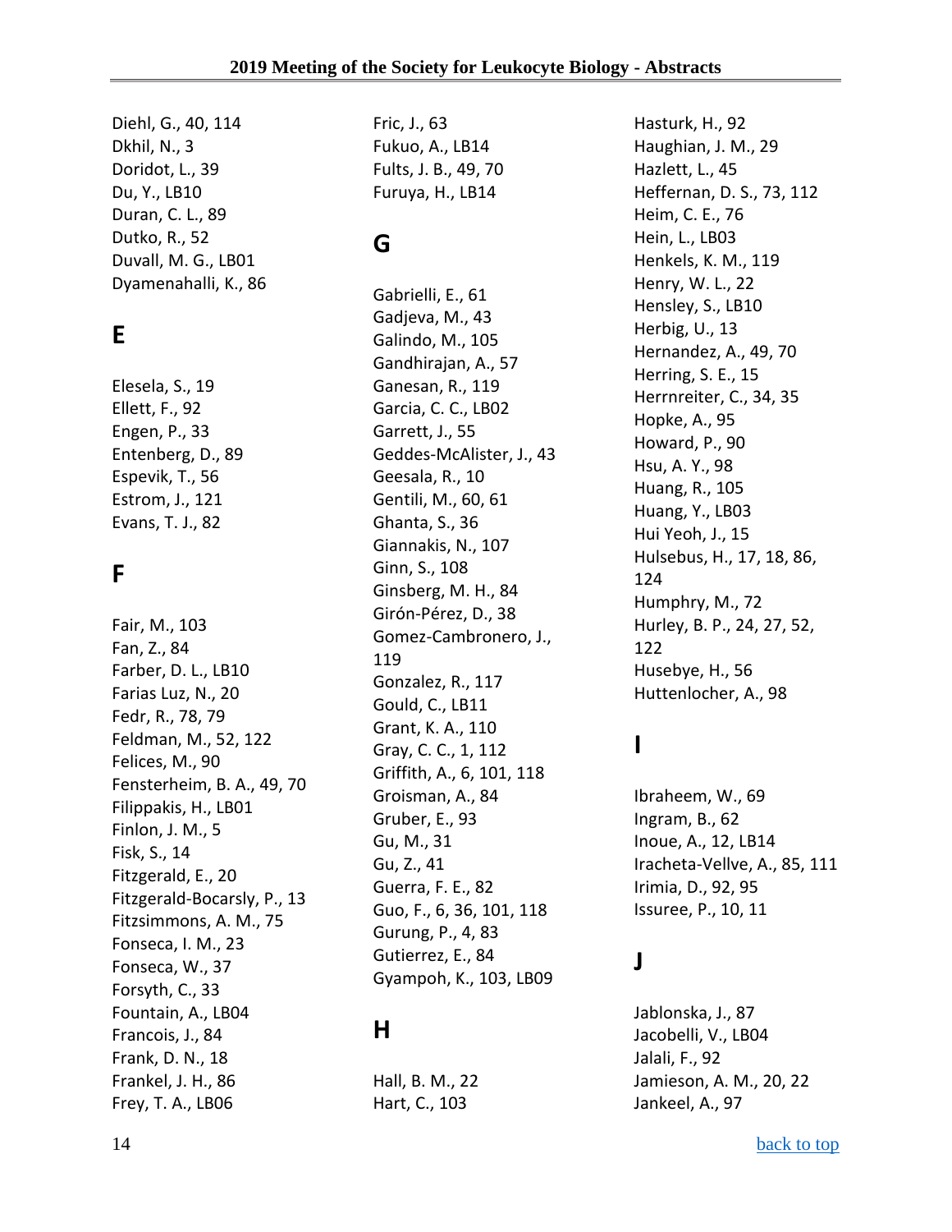Diehl, G., 40, 114
Dkhil, N., 3
Doridot, L., 39
Du, Y., LB10
Duran, C. L., 89
Dutko, R., 52
Duvall, M. G., LB01
Dyamenahalli, K., 86

## E

Elesela, S., 19
Ellett, F., 92
Engen, P., 33
Entenberg, D., 89
Espevik, T., 56
Estrom, J., 121
Evans, T. J., 82

## F

Fair, M., 103
Fan, Z., 84
Farber, D. L., LB10
Farias Luz, N., 20
Fedr, R., 78, 79
Feldman, M., 52, 122
Felices, M., 90
Fensterheim, B. A., 49, 70
Filippakis, H., LB01
Finlon, J. M., 5
Fisk, S., 14
Fitzgerald, E., 20
Fitzgerald-Bocarsly, P., 13
Fitzsimmons, A. M., 75
Fonseca, I. M., 23
Fonseca, W., 37
Forsyth, C., 33
Fountain, A., LB04
Francois, J., 84
Frank, D. N., 18
Frankel, J. H., 86
Frey, T. A., LB06
Fric, J., 63
Fukuo, A., LB14
Fults, J. B., 49, 70
Furuya, H., LB14

## G

Gabrielli, E., 61
Gadjeva, M., 43
Galindo, M., 105
Gandhirajan, A., 57
Ganesan, R., 119
Garcia, C. C., LB02
Garrett, J., 55
Geddes-McAlister, J., 43
Geesala, R., 10
Gentili, M., 60, 61
Ghanta, S., 36
Giannakis, N., 107
Ginn, S., 108
Ginsberg, M. H., 84
Girón-Pérez, D., 38
Gomez-Cambronero, J., 119
Gonzalez, R., 117
Gould, C., LB11
Grant, K. A., 110
Gray, C. C., 1, 112
Griffith, A., 6, 101, 118
Groisman, A., 84
Gruber, E., 93
Gu, M., 31
Gu, Z., 41
Guerra, F. E., 82
Guo, F., 6, 36, 101, 118
Gurung, P., 4, 83
Gutierrez, E., 84
Gyampoh, K., 103, LB09

## H

Hall, B. M., 22
Hart, C., 103
Hasturk, H., 92
Haughian, J. M., 29
Hazlett, L., 45
Heffernan, D. S., 73, 112
Heim, C. E., 76
Hein, L., LB03
Henkels, K. M., 119
Henry, W. L., 22
Hensley, S., LB10
Herbig, U., 13
Hernandez, A., 49, 70
Herring, S. E., 15
Herrnreiter, C., 34, 35
Hopke, A., 95
Howard, P., 90
Hsu, A. Y., 98
Huang, R., 105
Huang, Y., LB03
Hui Yeoh, J., 15
Hulsebus, H., 17, 18, 86, 124
Humphry, M., 72
Hurley, B. P., 24, 27, 52, 122
Husebye, H., 56
Huttenlocher, A., 98

## I

Ibraheem, W., 69
Ingram, B., 62
Inoue, A., 12, LB14
Iracheta-Vellve, A., 85, 111
Irimia, D., 92, 95
Issuree, P., 10, 11

## J

Jablonska, J., 87
Jacobelli, V., LB04
Jalali, F., 92
Jamieson, A. M., 20, 22
Jankeel, A., 97

[back to top]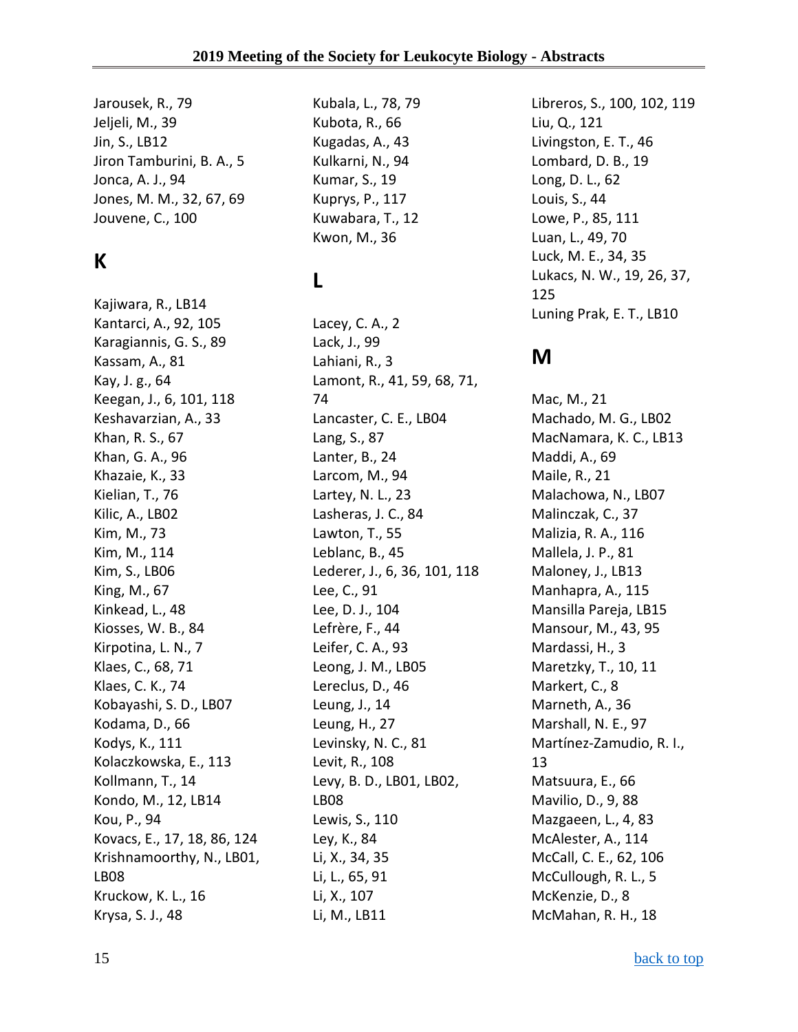Jarousek, R., 79
Jeljeli, M., 39
Jin, S., LB12
Jiron Tamburini, B. A., 5
Jonca, A. J., 94
Jones, M. M., 32, 67, 69
Jouvene, C., 100

## K

Kajiwara, R., LB14
Kantarci, A., 92, 105
Karagiannis, G. S., 89
Kassam, A., 81
Kay, J. g., 64
Keegan, J., 6, 101, 118
Keshavarzian, A., 33
Khan, R. S., 67
Khan, G. A., 96
Khazaie, K., 33
Kielian, T., 76
Kilic, A., LB02
Kim, M., 73
Kim, M., 114
Kim, S., LB06
King, M., 67
Kinkead, L., 48
Kiosses, W. B., 84
Kirpotina, L. N., 7
Klaes, C., 68, 71
Klaes, C. K., 74
Kobayashi, S. D., LB07
Kodama, D., 66
Kodys, K., 111
Kolaczkowska, E., 113
Kollmann, T., 14
Kondo, M., 12, LB14
Kou, P., 94
Kovacs, E., 17, 18, 86, 124
Krishnamoorthy, N., LB01, LB08
Kruckow, K. L., 16
Krysa, S. J., 48
Kubala, L., 78, 79
Kubota, R., 66
Kugadas, A., 43
Kulkarni, N., 94
Kumar, S., 19
Kuprys, P., 117
Kuwabara, T., 12
Kwon, M., 36

## L

Lacey, C. A., 2
Lack, J., 99
Lahiani, R., 3
Lamont, R., 41, 59, 68, 71, 74
Lancaster, C. E., LB04
Lang, S., 87
Lanter, B., 24
Larcom, M., 94
Lartey, N. L., 23
Lasheras, J. C., 84
Lawton, T., 55
Leblanc, B., 45
Lederer, J., 6, 36, 101, 118
Lee, C., 91
Lee, D. J., 104
Lefrère, F., 44
Leifer, C. A., 93
Leong, J. M., LB05
Lereclus, D., 46
Leung, J., 14
Leung, H., 27
Levinsky, N. C., 81
Levit, R., 108
Levy, B. D., LB01, LB02, LB08
Lewis, S., 110
Ley, K., 84
Li, X., 34, 35
Li, L., 65, 91
Li, X., 107
Li, M., LB11
Libreros, S., 100, 102, 119
Liu, Q., 121
Livingston, E. T., 46
Lombard, D. B., 19
Long, D. L., 62
Louis, S., 44
Lowe, P., 85, 111
Luan, L., 49, 70
Luck, M. E., 34, 35
Lukacs, N. W., 19, 26, 37, 125
Luning Prak, E. T., LB10

## M

Mac, M., 21
Machado, M. G., LB02
MacNamara, K. C., LB13
Maddi, A., 69
Maile, R., 21
Malachowa, N., LB07
Malinczak, C., 37
Malizia, R. A., 116
Mallela, J. P., 81
Maloney, J., LB13
Manhapra, A., 115
Mansilla Pareja, LB15
Mansour, M., 43, 95
Mardassi, H., 3
Maretzky, T., 10, 11
Markert, C., 8
Marneth, A., 36
Marshall, N. E., 97
Martínez-Zamudio, R. I., 13
Matsuura, E., 66
Mavilio, D., 9, 88
Mazgaeen, L., 4, 83
McAlester, A., 114
McCall, C. E., 62, 106
McCullough, R. L., 5
McKenzie, D., 8
McMahan, R. H., 18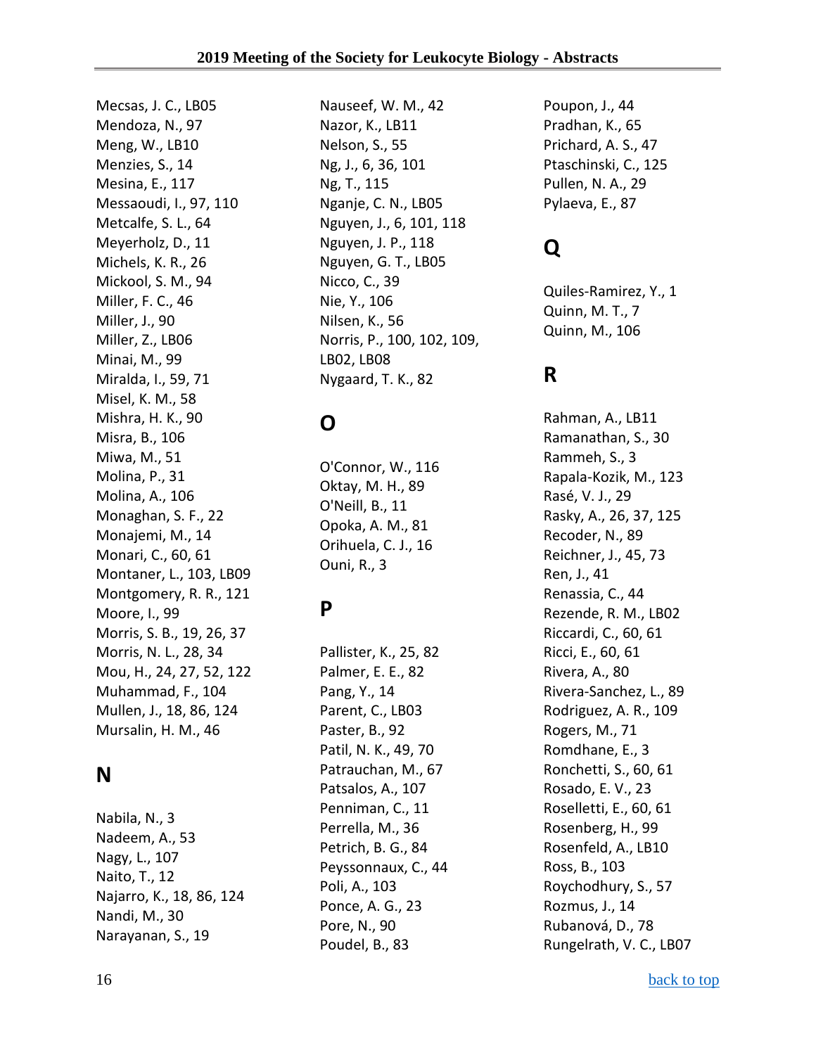Mecsas, J. C., LB05
Mendoza, N., 97
Meng, W., LB10
Menzies, S., 14
Mesina, E., 117
Messaoudi, I., 97, 110
Metcalfe, S. L., 64
Meyerholz, D., 11
Michels, K. R., 26
Mickool, S. M., 94
Miller, F. C., 46
Miller, J., 90
Miller, Z., LB06
Minai, M., 99
Miralda, I., 59, 71
Misel, K. M., 58
Mishra, H. K., 90
Misra, B., 106
Miwa, M., 51
Molina, P., 31
Molina, A., 106
Monaghan, S. F., 22
Monajemi, M., 14
Monari, C., 60, 61
Montaner, L., 103, LB09
Montgomery, R. R., 121
Moore, I., 99
Morris, S. B., 19, 26, 37
Morris, N. L., 28, 34
Mou, H., 24, 27, 52, 122
Muhammad, F., 104
Mullen, J., 18, 86, 124
Mursalin, H. M., 46

## N

Nabila, N., 3
Nadeem, A., 53
Nagy, L., 107
Naito, T., 12
Najarro, K., 18, 86, 124
Nandi, M., 30
Narayanan, S., 19
Nauseef, W. M., 42
Nazor, K., LB11
Nelson, S., 55
Ng, J., 6, 36, 101
Ng, T., 115
Nganje, C. N., LB05
Nguyen, J., 6, 101, 118
Nguyen, J. P., 118
Nguyen, G. T., LB05
Nicco, C., 39
Nie, Y., 106
Nilsen, K., 56
Norris, P., 100, 102, 109, LB02, LB08
Nygaard, T. K., 82

## O

O'Connor, W., 116
Oktay, M. H., 89
O'Neill, B., 11
Opoka, A. M., 81
Orihuela, C. J., 16
Ouni, R., 3

## P

Pallister, K., 25, 82
Palmer, E. E., 82
Pang, Y., 14
Parent, C., LB03
Paster, B., 92
Patil, N. K., 49, 70
Patrauchan, M., 67
Patsalos, A., 107
Penniman, C., 11
Perrella, M., 36
Petrich, B. G., 84
Peyssonnaux, C., 44
Poli, A., 103
Ponce, A. G., 23
Pore, N., 90
Poudel, B., 83
Poupon, J., 44
Pradhan, K., 65
Prichard, A. S., 47
Ptaschinski, C., 125
Pullen, N. A., 29
Pylaeva, E., 87

## Q

Quiles-Ramirez, Y., 1
Quinn, M. T., 7
Quinn, M., 106

## R

Rahman, A., LB11
Ramanathan, S., 30
Rammeh, S., 3
Rapala-Kozik, M., 123
Rasé, V. J., 29
Rasky, A., 26, 37, 125
Recoder, N., 89
Reichner, J., 45, 73
Ren, J., 41
Renassia, C., 44
Rezende, R. M., LB02
Riccardi, C., 60, 61
Ricci, E., 60, 61
Rivera, A., 80
Rivera-Sanchez, L., 89
Rodriguez, A. R., 109
Rogers, M., 71
Romdhane, E., 3
Ronchetti, S., 60, 61
Rosado, E. V., 23
Roselletti, E., 60, 61
Rosenberg, H., 99
Rosenfeld, A., LB10
Ross, B., 103
Roychodhury, S., 57
Rozmus, J., 14
Rubanová, D., 78
Rungelrath, V. C., LB07

back to top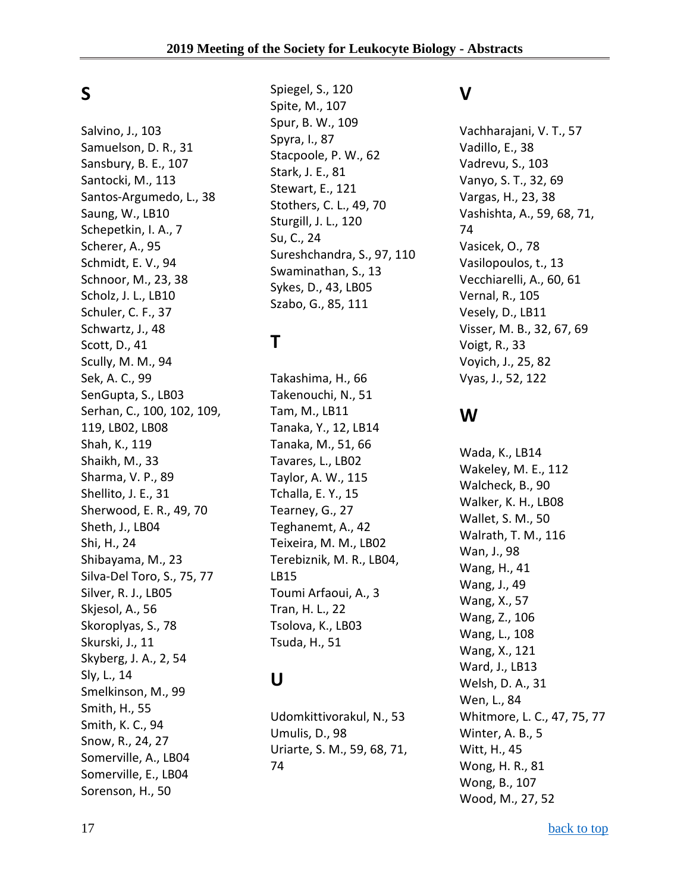## S

Salvino, J., 103
Samuelson, D. R., 31
Sansbury, B. E., 107
Santocki, M., 113
Santos-Argumedo, L., 38
Saung, W., LB10
Schepetkin, I. A., 7
Scherer, A., 95
Schmidt, E. V., 94
Schnoor, M., 23, 38
Scholz, J. L., LB10
Schuler, C. F., 37
Schwartz, J., 48
Scott, D., 41
Scully, M. M., 94
Sek, A. C., 99
SenGupta, S., LB03
Serhan, C., 100, 102, 109, 119, LB02, LB08
Shah, K., 119
Shaikh, M., 33
Sharma, V. P., 89
Shellito, J. E., 31
Sherwood, E. R., 49, 70
Sheth, J., LB04
Shi, H., 24
Shibayama, M., 23
Silva-Del Toro, S., 75, 77
Silver, R. J., LB05
Skjesol, A., 56
Skoroplyas, S., 78
Skurski, J., 11
Skyberg, J. A., 2, 54
Sly, L., 14
Smelkinson, M., 99
Smith, H., 55
Smith, K. C., 94
Snow, R., 24, 27
Somerville, A., LB04
Somerville, E., LB04
Sorenson, H., 50
Spiegel, S., 120
Spite, M., 107
Spur, B. W., 109
Spyra, I., 87
Stacpoole, P. W., 62
Stark, J. E., 81
Stewart, E., 121
Stothers, C. L., 49, 70
Sturgill, J. L., 120
Su, C., 24
Sureshchandra, S., 97, 110
Swaminathan, S., 13
Sykes, D., 43, LB05
Szabo, G., 85, 111

## T

Takashima, H., 66
Takenouchi, N., 51
Tam, M., LB11
Tanaka, Y., 12, LB14
Tanaka, M., 51, 66
Tavares, L., LB02
Taylor, A. W., 115
Tchalla, E. Y., 15
Tearney, G., 27
Teghanemt, A., 42
Teixeira, M. M., LB02
Terebiznik, M. R., LB04, LB15
Toumi Arfaoui, A., 3
Tran, H. L., 22
Tsolova, K., LB03
Tsuda, H., 51

## U

Udomkittivorakul, N., 53
Umulis, D., 98
Uriarte, S. M., 59, 68, 71, 74

## V

Vachharajani, V. T., 57
Vadillo, E., 38
Vadrevu, S., 103
Vanyo, S. T., 32, 69
Vargas, H., 23, 38
Vashishta, A., 59, 68, 71, 74
Vasicek, O., 78
Vasilopoulos, t., 13
Vecchiarelli, A., 60, 61
Vernal, R., 105
Vesely, D., LB11
Visser, M. B., 32, 67, 69
Voigt, R., 33
Voyich, J., 25, 82
Vyas, J., 52, 122

## W

Wada, K., LB14
Wakeley, M. E., 112
Walcheck, B., 90
Walker, K. H., LB08
Wallet, S. M., 50
Walrath, T. M., 116
Wan, J., 98
Wang, H., 41
Wang, J., 49
Wang, X., 57
Wang, Z., 106
Wang, L., 108
Wang, X., 121
Ward, J., LB13
Welsh, D. A., 31
Wen, L., 84
Whitmore, L. C., 47, 75, 77
Winter, A. B., 5
Witt, H., 45
Wong, H. R., 81
Wong, B., 107
Wood, M., 27, 52

[back to top]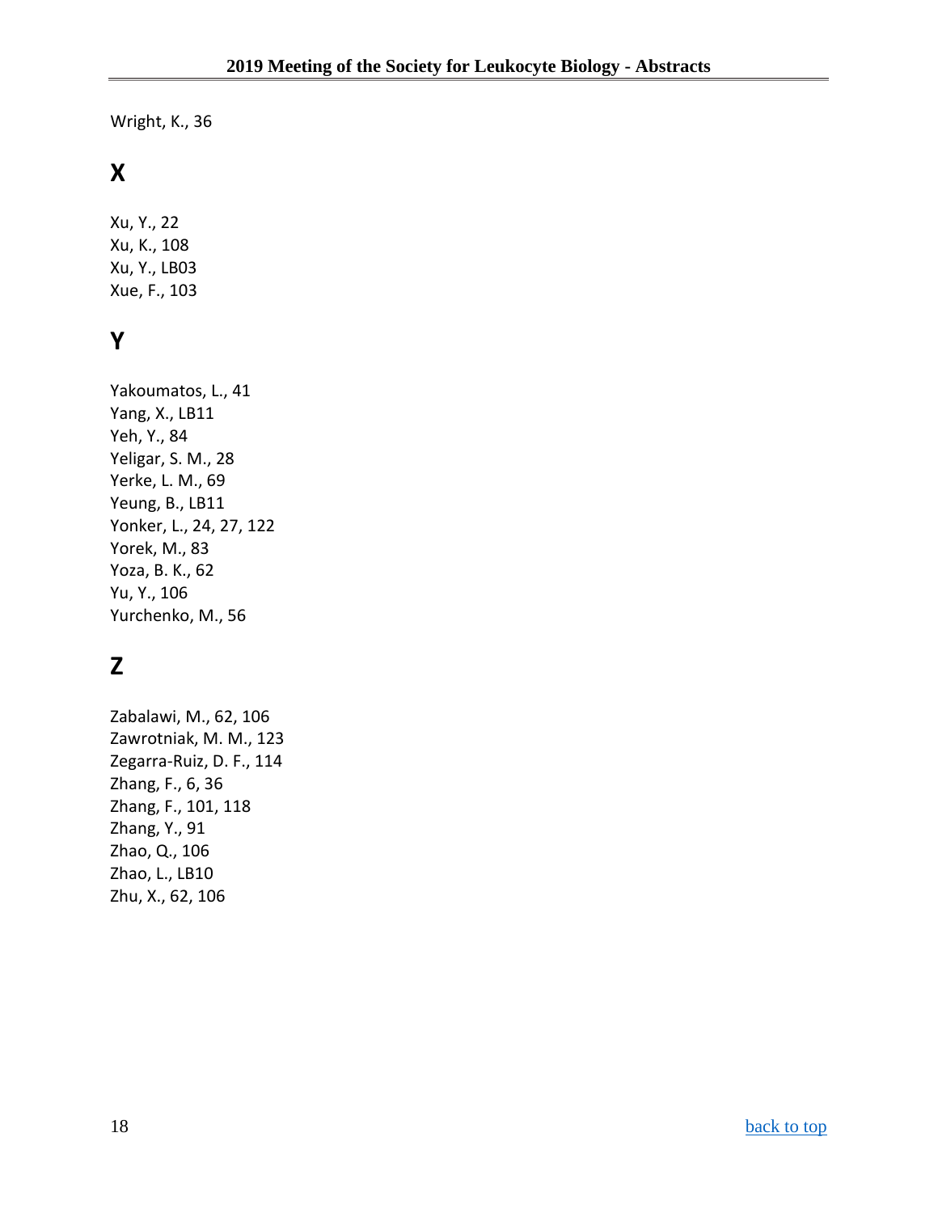Wright, K., 36

## X

Xu, Y., 22
Xu, K., 108
Xu, Y., LB03
Xue, F., 103

## Y

Yakoumatos, L., 41
Yang, X., LB11
Yeh, Y., 84
Yeligar, S. M., 28
Yerke, L. M., 69
Yeung, B., LB11
Yonker, L., 24, 27, 122
Yorek, M., 83
Yoza, B. K., 62
Yu, Y., 106
Yurchenko, M., 56

## Z

Zabalawi, M., 62, 106
Zawrotniak, M. M., 123
Zegarra-Ruiz, D. F., 114
Zhang, F., 6, 36
Zhang, F., 101, 118
Zhang, Y., 91
Zhao, Q., 106
Zhao, L., LB10
Zhu, X., 62, 106

back to top